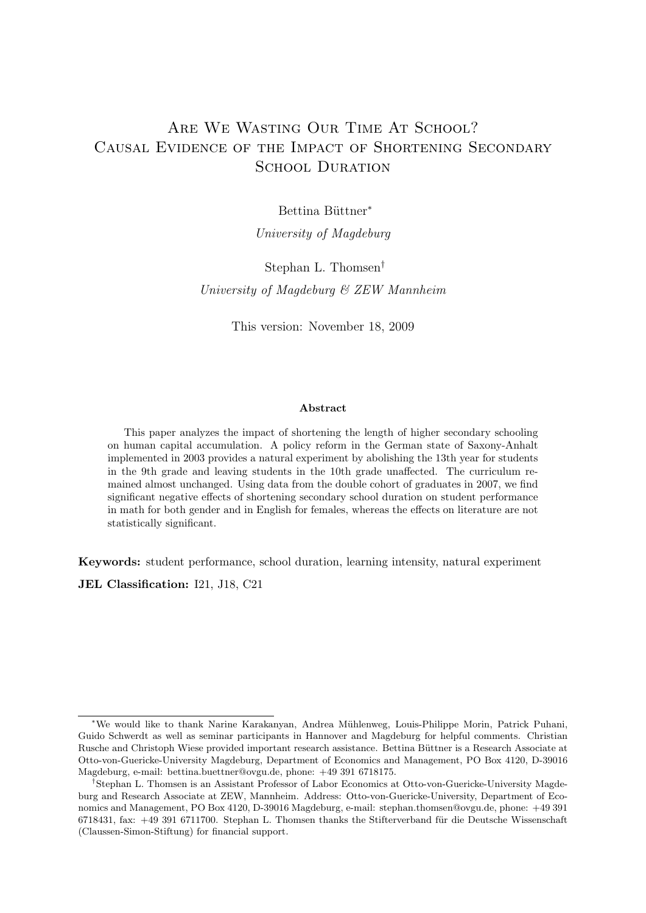# Are We Wasting Our Time At School? Causal Evidence of the Impact of Shortening Secondary School Duration

Bettina Büttner*

*University of Magdeburg*

Stephan L. Thomsen†

*University of Magdeburg & ZEW Mannheim*

This version: November 18, 2009

**Abstract**

This paper analyzes the impact of shortening the length of higher secondary schooling on human capital accumulation. A policy reform in the German state of Saxony-Anhalt implemented in 2003 provides a natural experiment by abolishing the 13th year for students in the 9th grade and leaving students in the 10th grade unaffected. The curriculum remained almost unchanged. Using data from the double cohort of graduates in 2007, we find significant negative effects of shortening secondary school duration on student performance in math for both gender and in English for females, whereas the effects on literature are not statistically significant.

**Keywords:** student performance, school duration, learning intensity, natural experiment

**JEL Classification:** I21, J18, C21

---

*We would like to thank Narine Karakanyan, Andrea Mühlenweg, Louis-Philippe Morin, Patrick Puhani, Guido Schwerdt as well as seminar participants in Hannover and Magdeburg for helpful comments. Christian Rusche and Christoph Wiese provided important research assistance. Bettina Büttner is a Research Associate at Otto-von-Guericke-University Magdeburg, Department of Economics and Management, PO Box 4120, D-39016 Magdeburg, e-mail: bettina.buettner@ovgu.de, phone: +49 391 6718175.

†Stephan L. Thomsen is an Assistant Professor of Labor Economics at Otto-von-Guericke-University Magdeburg and Research Associate at ZEW, Mannheim. Address: Otto-von-Guericke-University, Department of Economics and Management, PO Box 4120, D-39016 Magdeburg, e-mail: stephan.thomsen@ovgu.de, phone: +49 391 6718431, fax: +49 391 6711700. Stephan L. Thomsen thanks the Stifterverband für die Deutsche Wissenschaft (Claussen-Simon-Stiftung) for financial support.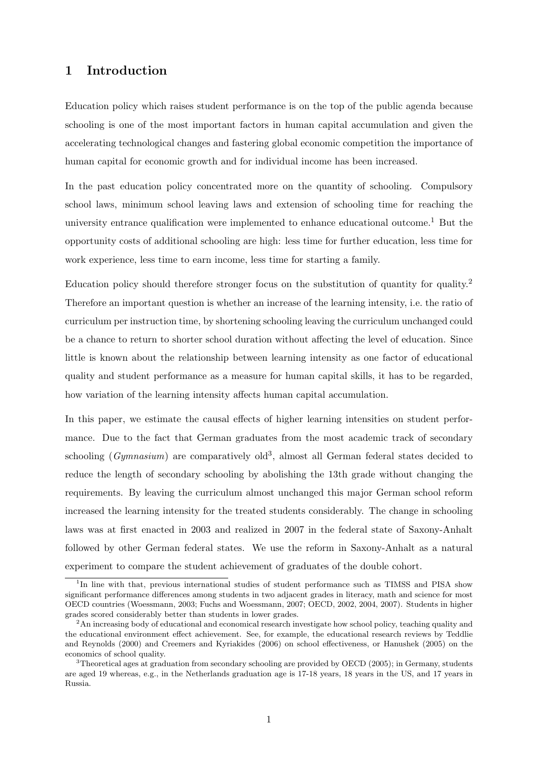## 1 Introduction

Education policy which raises student performance is on the top of the public agenda because schooling is one of the most important factors in human capital accumulation and given the accelerating technological changes and fastering global economic competition the importance of human capital for economic growth and for individual income has been increased.

In the past education policy concentrated more on the quantity of schooling. Compulsory school laws, minimum school leaving laws and extension of schooling time for reaching the university entrance qualification were implemented to enhance educational outcome.[1] But the opportunity costs of additional schooling are high: less time for further education, less time for work experience, less time to earn income, less time for starting a family.

Education policy should therefore stronger focus on the substitution of quantity for quality.[2] Therefore an important question is whether an increase of the learning intensity, i.e. the ratio of curriculum per instruction time, by shortening schooling leaving the curriculum unchanged could be a chance to return to shorter school duration without affecting the level of education. Since little is known about the relationship between learning intensity as one factor of educational quality and student performance as a measure for human capital skills, it has to be regarded, how variation of the learning intensity affects human capital accumulation.

In this paper, we estimate the causal effects of higher learning intensities on student performance. Due to the fact that German graduates from the most academic track of secondary schooling (*Gymnasium*) are comparatively old[3], almost all German federal states decided to reduce the length of secondary schooling by abolishing the 13th grade without changing the requirements. By leaving the curriculum almost unchanged this major German school reform increased the learning intensity for the treated students considerably. The change in schooling laws was at first enacted in 2003 and realized in 2007 in the federal state of Saxony-Anhalt followed by other German federal states. We use the reform in Saxony-Anhalt as a natural experiment to compare the student achievement of graduates of the double cohort.

[1] In line with that, previous international studies of student performance such as TIMSS and PISA show significant performance differences among students in two adjacent grades in literacy, math and science for most OECD countries (Woessmann, 2003; Fuchs and Woessmann, 2007; OECD, 2002, 2004, 2007). Students in higher grades scored considerably better than students in lower grades.

[2] An increasing body of educational and economical research investigate how school policy, teaching quality and the educational environment effect achievement. See, for example, the educational research reviews by Teddlie and Reynolds (2000) and Creemers and Kyriakides (2006) on school effectiveness, or Hanushek (2005) on the economics of school quality.

[3] Theoretical ages at graduation from secondary schooling are provided by OECD (2005); in Germany, students are aged 19 whereas, e.g., in the Netherlands graduation age is 17-18 years, 18 years in the US, and 17 years in Russia.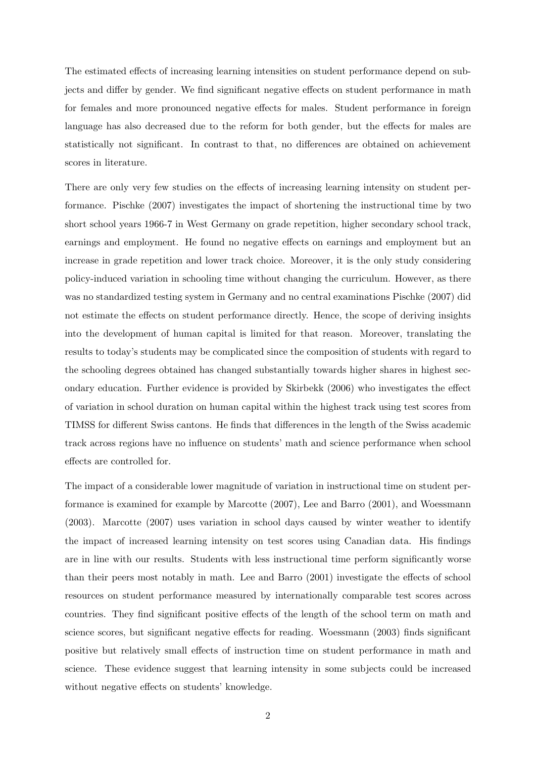The estimated effects of increasing learning intensities on student performance depend on subjects and differ by gender. We find significant negative effects on student performance in math for females and more pronounced negative effects for males. Student performance in foreign language has also decreased due to the reform for both gender, but the effects for males are statistically not significant. In contrast to that, no differences are obtained on achievement scores in literature.

There are only very few studies on the effects of increasing learning intensity on student performance. Pischke (2007) investigates the impact of shortening the instructional time by two short school years 1966-7 in West Germany on grade repetition, higher secondary school track, earnings and employment. He found no negative effects on earnings and employment but an increase in grade repetition and lower track choice. Moreover, it is the only study considering policy-induced variation in schooling time without changing the curriculum. However, as there was no standardized testing system in Germany and no central examinations Pischke (2007) did not estimate the effects on student performance directly. Hence, the scope of deriving insights into the development of human capital is limited for that reason. Moreover, translating the results to today's students may be complicated since the composition of students with regard to the schooling degrees obtained has changed substantially towards higher shares in highest secondary education. Further evidence is provided by Skirbekk (2006) who investigates the effect of variation in school duration on human capital within the highest track using test scores from TIMSS for different Swiss cantons. He finds that differences in the length of the Swiss academic track across regions have no influence on students' math and science performance when school effects are controlled for.

The impact of a considerable lower magnitude of variation in instructional time on student performance is examined for example by Marcotte (2007), Lee and Barro (2001), and Woessmann (2003). Marcotte (2007) uses variation in school days caused by winter weather to identify the impact of increased learning intensity on test scores using Canadian data. His findings are in line with our results. Students with less instructional time perform significantly worse than their peers most notably in math. Lee and Barro (2001) investigate the effects of school resources on student performance measured by internationally comparable test scores across countries. They find significant positive effects of the length of the school term on math and science scores, but significant negative effects for reading. Woessmann (2003) finds significant positive but relatively small effects of instruction time on student performance in math and science. These evidence suggest that learning intensity in some subjects could be increased without negative effects on students' knowledge.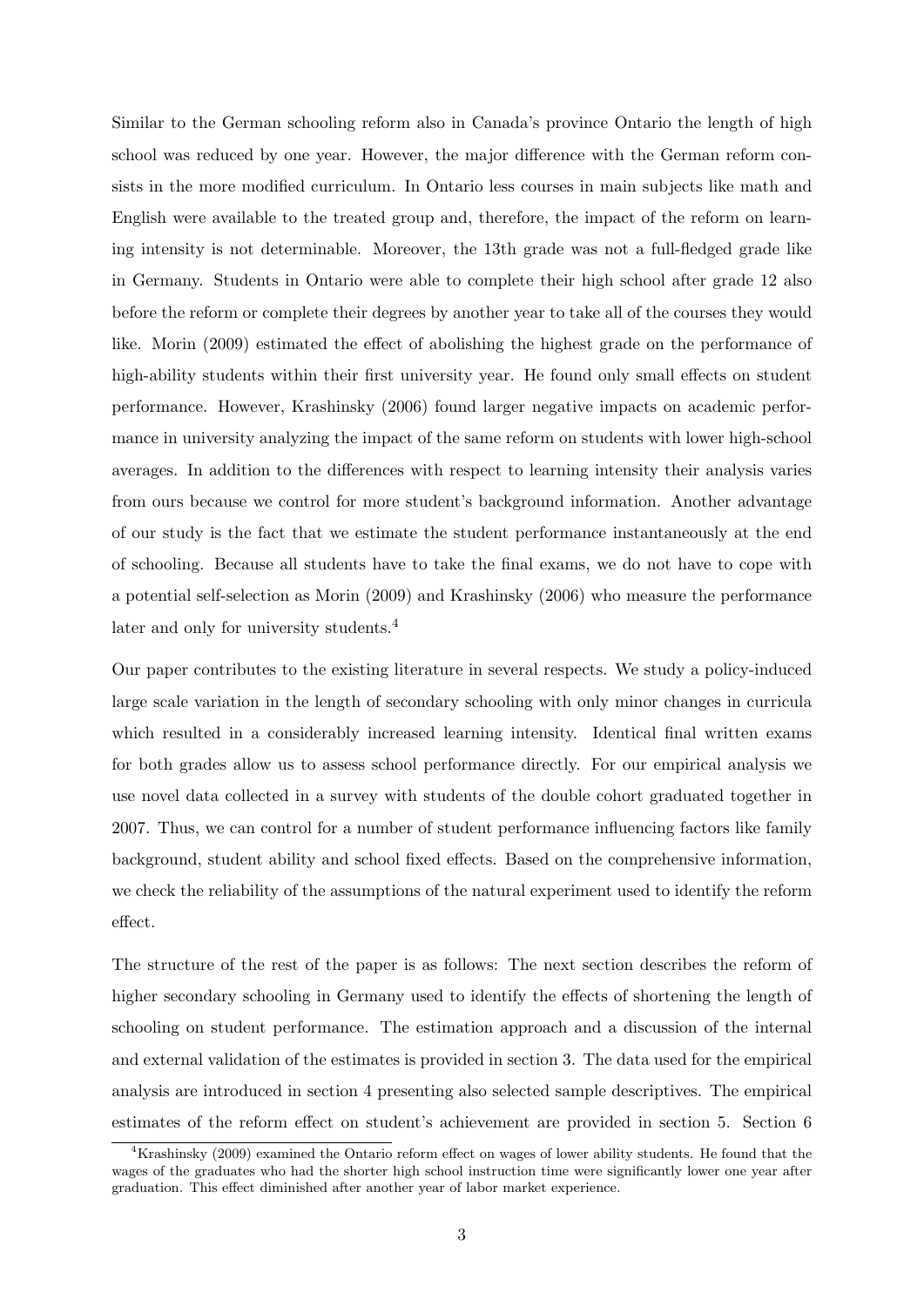Similar to the German schooling reform also in Canada's province Ontario the length of high school was reduced by one year. However, the major difference with the German reform consists in the more modified curriculum. In Ontario less courses in main subjects like math and English were available to the treated group and, therefore, the impact of the reform on learning intensity is not determinable. Moreover, the 13th grade was not a full-fledged grade like in Germany. Students in Ontario were able to complete their high school after grade 12 also before the reform or complete their degrees by another year to take all of the courses they would like. Morin (2009) estimated the effect of abolishing the highest grade on the performance of high-ability students within their first university year. He found only small effects on student performance. However, Krashinsky (2006) found larger negative impacts on academic performance in university analyzing the impact of the same reform on students with lower high-school averages. In addition to the differences with respect to learning intensity their analysis varies from ours because we control for more student's background information. Another advantage of our study is the fact that we estimate the student performance instantaneously at the end of schooling. Because all students have to take the final exams, we do not have to cope with a potential self-selection as Morin (2009) and Krashinsky (2006) who measure the performance later and only for university students.[4]

Our paper contributes to the existing literature in several respects. We study a policy-induced large scale variation in the length of secondary schooling with only minor changes in curricula which resulted in a considerably increased learning intensity. Identical final written exams for both grades allow us to assess school performance directly. For our empirical analysis we use novel data collected in a survey with students of the double cohort graduated together in 2007. Thus, we can control for a number of student performance influencing factors like family background, student ability and school fixed effects. Based on the comprehensive information, we check the reliability of the assumptions of the natural experiment used to identify the reform effect.

The structure of the rest of the paper is as follows: The next section describes the reform of higher secondary schooling in Germany used to identify the effects of shortening the length of schooling on student performance. The estimation approach and a discussion of the internal and external validation of the estimates is provided in section 3. The data used for the empirical analysis are introduced in section 4 presenting also selected sample descriptives. The empirical estimates of the reform effect on student's achievement are provided in section 5. Section 6

[4] Krashinsky (2009) examined the Ontario reform effect on wages of lower ability students. He found that the wages of the graduates who had the shorter high school instruction time were significantly lower one year after graduation. This effect diminished after another year of labor market experience.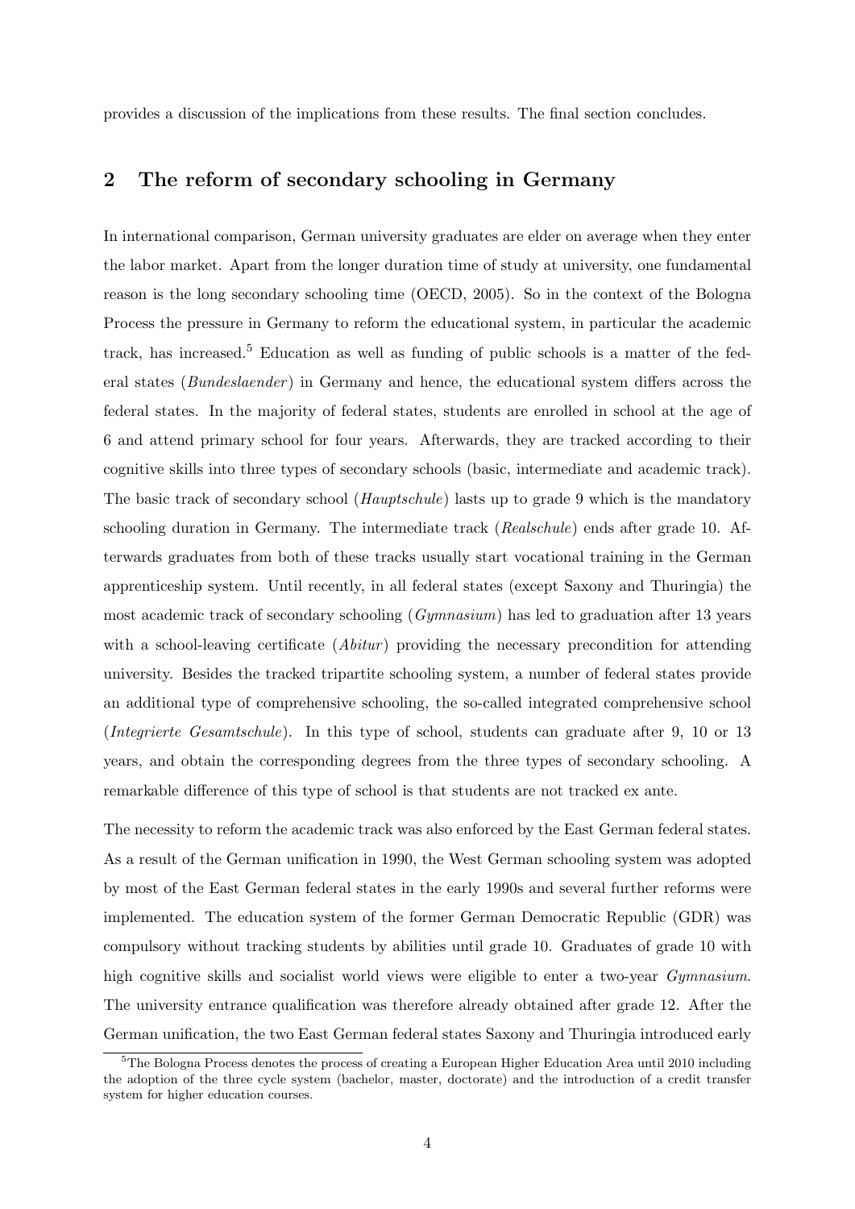provides a discussion of the implications from these results. The final section concludes.

## 2 The reform of secondary schooling in Germany

In international comparison, German university graduates are elder on average when they enter the labor market. Apart from the longer duration time of study at university, one fundamental reason is the long secondary schooling time (OECD, 2005). So in the context of the Bologna Process the pressure in Germany to reform the educational system, in particular the academic track, has increased.[5] Education as well as funding of public schools is a matter of the federal states (*Bundeslaender*) in Germany and hence, the educational system differs across the federal states. In the majority of federal states, students are enrolled in school at the age of 6 and attend primary school for four years. Afterwards, they are tracked according to their cognitive skills into three types of secondary schools (basic, intermediate and academic track). The basic track of secondary school (*Hauptschule*) lasts up to grade 9 which is the mandatory schooling duration in Germany. The intermediate track (*Realschule*) ends after grade 10. Afterwards graduates from both of these tracks usually start vocational training in the German apprenticeship system. Until recently, in all federal states (except Saxony and Thuringia) the most academic track of secondary schooling (*Gymnasium*) has led to graduation after 13 years with a school-leaving certificate (*Abitur*) providing the necessary precondition for attending university. Besides the tracked tripartite schooling system, a number of federal states provide an additional type of comprehensive schooling, the so-called integrated comprehensive school (*Integrierte Gesamtschule*). In this type of school, students can graduate after 9, 10 or 13 years, and obtain the corresponding degrees from the three types of secondary schooling. A remarkable difference of this type of school is that students are not tracked ex ante.

The necessity to reform the academic track was also enforced by the East German federal states. As a result of the German unification in 1990, the West German schooling system was adopted by most of the East German federal states in the early 1990s and several further reforms were implemented. The education system of the former German Democratic Republic (GDR) was compulsory without tracking students by abilities until grade 10. Graduates of grade 10 with high cognitive skills and socialist world views were eligible to enter a two-year *Gymnasium*. The university entrance qualification was therefore already obtained after grade 12. After the German unification, the two East German federal states Saxony and Thuringia introduced early

[5] The Bologna Process denotes the process of creating a European Higher Education Area until 2010 including the adoption of the three cycle system (bachelor, master, doctorate) and the introduction of a credit transfer system for higher education courses.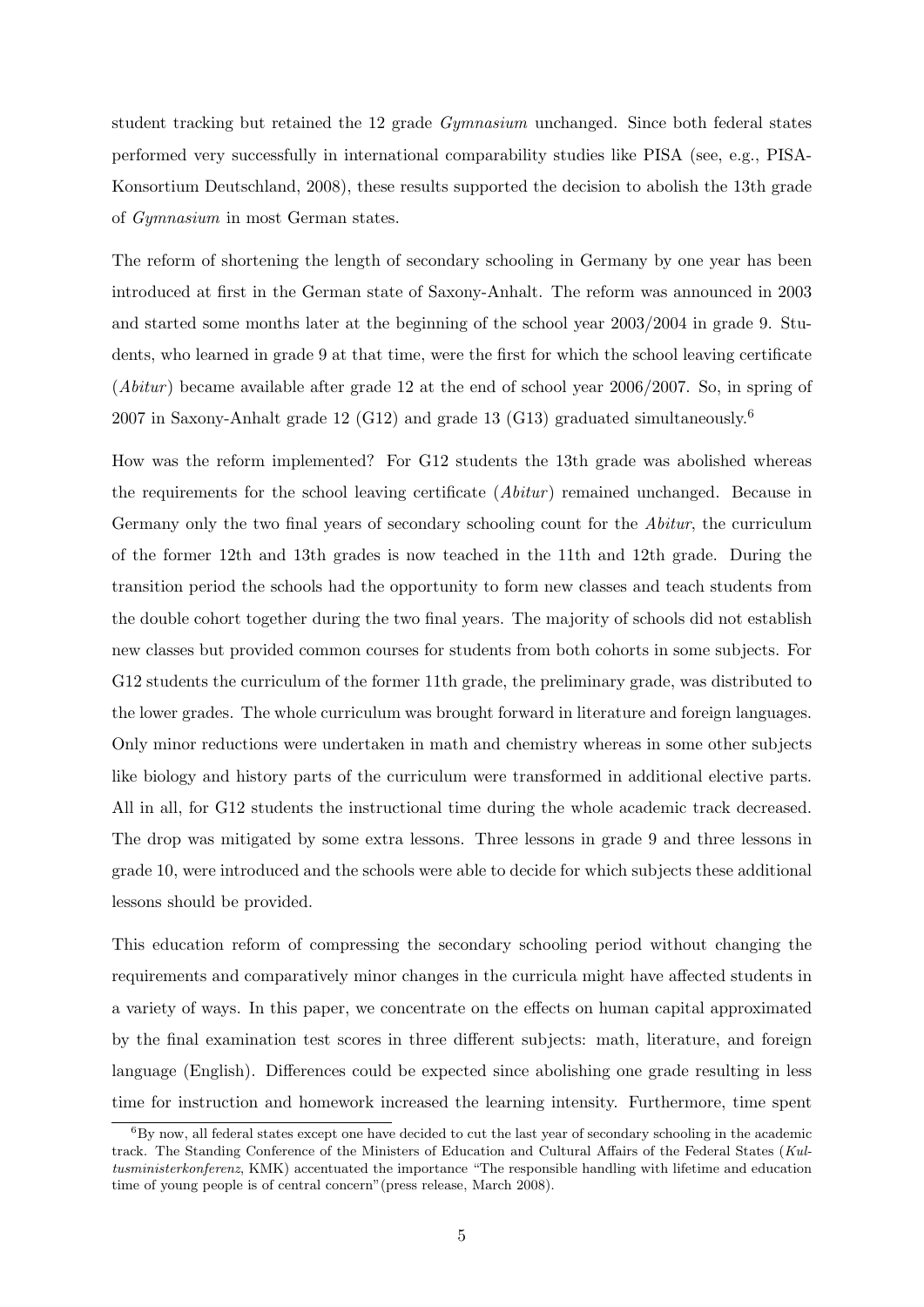student tracking but retained the 12 grade *Gymnasium* unchanged. Since both federal states performed very successfully in international comparability studies like PISA (see, e.g., PISA-Konsortium Deutschland, 2008), these results supported the decision to abolish the 13th grade of *Gymnasium* in most German states.

The reform of shortening the length of secondary schooling in Germany by one year has been introduced at first in the German state of Saxony-Anhalt. The reform was announced in 2003 and started some months later at the beginning of the school year 2003/2004 in grade 9. Students, who learned in grade 9 at that time, were the first for which the school leaving certificate (*Abitur*) became available after grade 12 at the end of school year 2006/2007. So, in spring of 2007 in Saxony-Anhalt grade 12 (G12) and grade 13 (G13) graduated simultaneously.[6]

How was the reform implemented? For G12 students the 13th grade was abolished whereas the requirements for the school leaving certificate (*Abitur*) remained unchanged. Because in Germany only the two final years of secondary schooling count for the *Abitur*, the curriculum of the former 12th and 13th grades is now teached in the 11th and 12th grade. During the transition period the schools had the opportunity to form new classes and teach students from the double cohort together during the two final years. The majority of schools did not establish new classes but provided common courses for students from both cohorts in some subjects. For G12 students the curriculum of the former 11th grade, the preliminary grade, was distributed to the lower grades. The whole curriculum was brought forward in literature and foreign languages. Only minor reductions were undertaken in math and chemistry whereas in some other subjects like biology and history parts of the curriculum were transformed in additional elective parts. All in all, for G12 students the instructional time during the whole academic track decreased. The drop was mitigated by some extra lessons. Three lessons in grade 9 and three lessons in grade 10, were introduced and the schools were able to decide for which subjects these additional lessons should be provided.

This education reform of compressing the secondary schooling period without changing the requirements and comparatively minor changes in the curricula might have affected students in a variety of ways. In this paper, we concentrate on the effects on human capital approximated by the final examination test scores in three different subjects: math, literature, and foreign language (English). Differences could be expected since abolishing one grade resulting in less time for instruction and homework increased the learning intensity. Furthermore, time spent

[6] By now, all federal states except one have decided to cut the last year of secondary schooling in the academic track. The Standing Conference of the Ministers of Education and Cultural Affairs of the Federal States (*Kultusministerkonferenz*, KMK) accentuated the importance "The responsible handling with lifetime and education time of young people is of central concern"(press release, March 2008).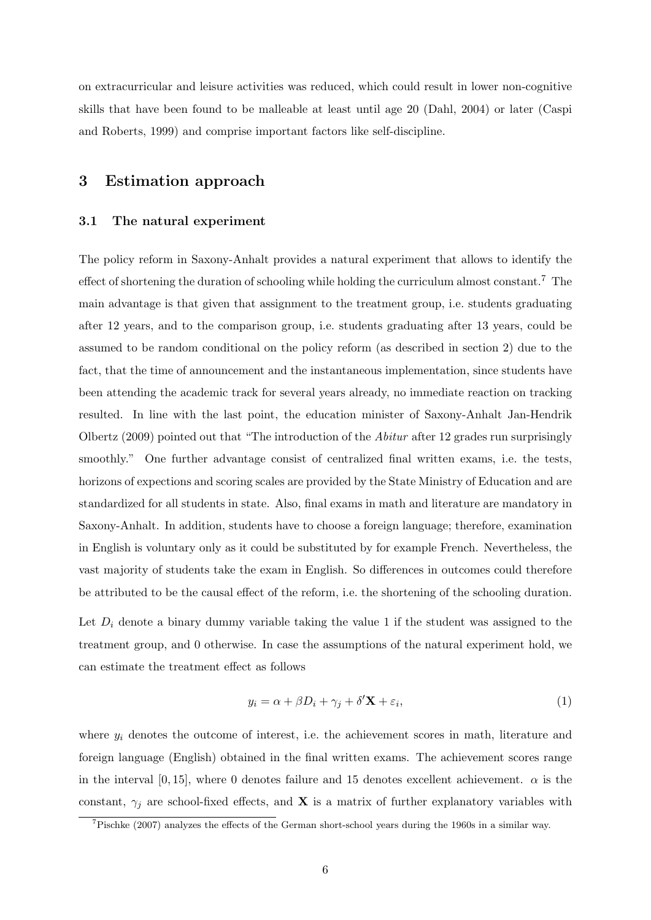on extracurricular and leisure activities was reduced, which could result in lower non-cognitive skills that have been found to be malleable at least until age 20 (Dahl, 2004) or later (Caspi and Roberts, 1999) and comprise important factors like self-discipline.

# 3 Estimation approach

## 3.1 The natural experiment

The policy reform in Saxony-Anhalt provides a natural experiment that allows to identify the effect of shortening the duration of schooling while holding the curriculum almost constant.[7] The main advantage is that given that assignment to the treatment group, i.e. students graduating after 12 years, and to the comparison group, i.e. students graduating after 13 years, could be assumed to be random conditional on the policy reform (as described in section 2) due to the fact, that the time of announcement and the instantaneous implementation, since students have been attending the academic track for several years already, no immediate reaction on tracking resulted. In line with the last point, the education minister of Saxony-Anhalt Jan-Hendrik Olbertz (2009) pointed out that "The introduction of the *Abitur* after 12 grades run surprisingly smoothly." One further advantage consist of centralized final written exams, i.e. the tests, horizons of expections and scoring scales are provided by the State Ministry of Education and are standardized for all students in state. Also, final exams in math and literature are mandatory in Saxony-Anhalt. In addition, students have to choose a foreign language; therefore, examination in English is voluntary only as it could be substituted by for example French. Nevertheless, the vast majority of students take the exam in English. So differences in outcomes could therefore be attributed to be the causal effect of the reform, i.e. the shortening of the schooling duration.

Let $D_i$ denote a binary dummy variable taking the value 1 if the student was assigned to the treatment group, and 0 otherwise. In case the assumptions of the natural experiment hold, we can estimate the treatment effect as follows

$$y_i = \alpha + \beta D_i + \gamma_j + \delta' \mathbf{X} + \varepsilon_i, \tag{1}$$

where $y_i$ denotes the outcome of interest, i.e. the achievement scores in math, literature and foreign language (English) obtained in the final written exams. The achievement scores range in the interval $[0, 15]$, where 0 denotes failure and 15 denotes excellent achievement. $\alpha$ is the constant, $\gamma_j$ are school-fixed effects, and $\mathbf{X}$ is a matrix of further explanatory variables with

[7] Pischke (2007) analyzes the effects of the German short-school years during the 1960s in a similar way.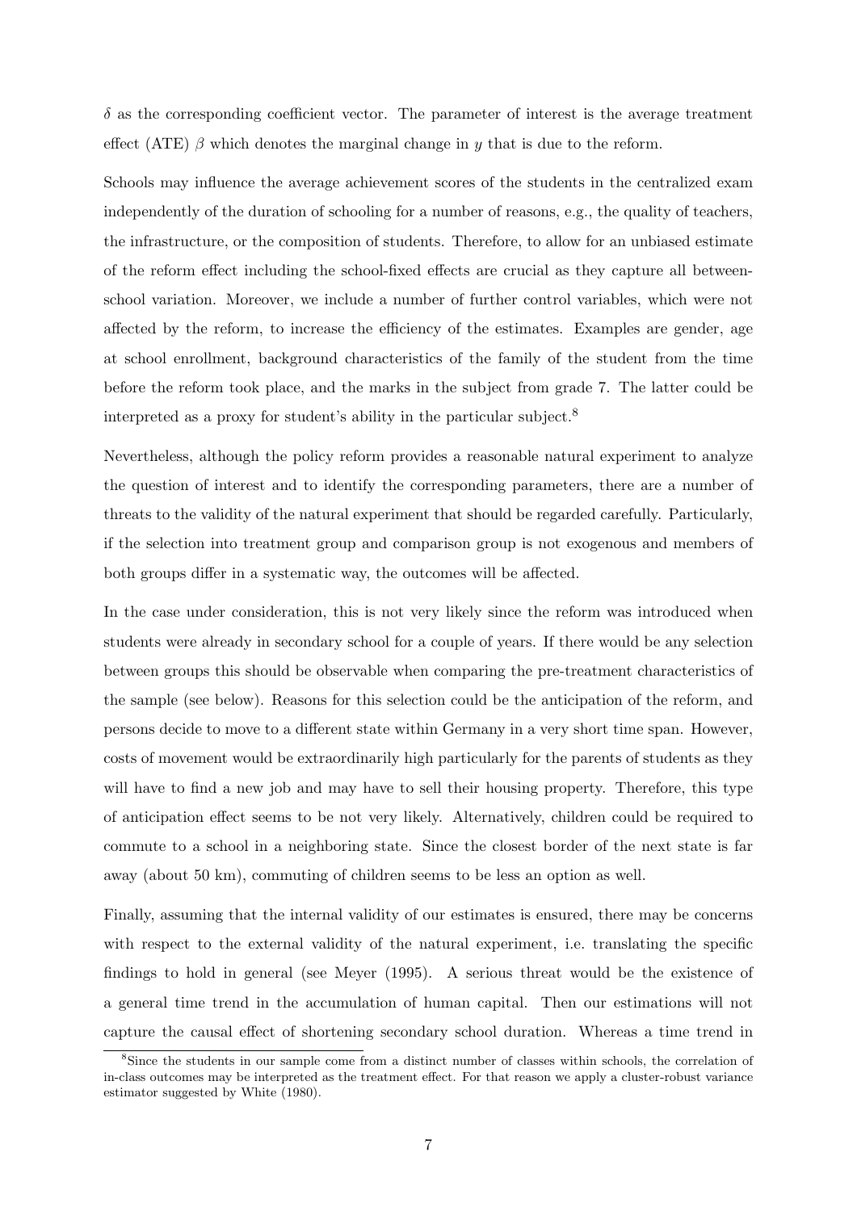$\delta$ as the corresponding coefficient vector. The parameter of interest is the average treatment effect (ATE) $\beta$ which denotes the marginal change in $y$ that is due to the reform.

Schools may influence the average achievement scores of the students in the centralized exam independently of the duration of schooling for a number of reasons, e.g., the quality of teachers, the infrastructure, or the composition of students. Therefore, to allow for an unbiased estimate of the reform effect including the school-fixed effects are crucial as they capture all between-school variation. Moreover, we include a number of further control variables, which were not affected by the reform, to increase the efficiency of the estimates. Examples are gender, age at school enrollment, background characteristics of the family of the student from the time before the reform took place, and the marks in the subject from grade 7. The latter could be interpreted as a proxy for student's ability in the particular subject.[8]

Nevertheless, although the policy reform provides a reasonable natural experiment to analyze the question of interest and to identify the corresponding parameters, there are a number of threats to the validity of the natural experiment that should be regarded carefully. Particularly, if the selection into treatment group and comparison group is not exogenous and members of both groups differ in a systematic way, the outcomes will be affected.

In the case under consideration, this is not very likely since the reform was introduced when students were already in secondary school for a couple of years. If there would be any selection between groups this should be observable when comparing the pre-treatment characteristics of the sample (see below). Reasons for this selection could be the anticipation of the reform, and persons decide to move to a different state within Germany in a very short time span. However, costs of movement would be extraordinarily high particularly for the parents of students as they will have to find a new job and may have to sell their housing property. Therefore, this type of anticipation effect seems to be not very likely. Alternatively, children could be required to commute to a school in a neighboring state. Since the closest border of the next state is far away (about 50 km), commuting of children seems to be less an option as well.

Finally, assuming that the internal validity of our estimates is ensured, there may be concerns with respect to the external validity of the natural experiment, i.e. translating the specific findings to hold in general (see Meyer (1995). A serious threat would be the existence of a general time trend in the accumulation of human capital. Then our estimations will not capture the causal effect of shortening secondary school duration. Whereas a time trend in

[8] Since the students in our sample come from a distinct number of classes within schools, the correlation of in-class outcomes may be interpreted as the treatment effect. For that reason we apply a cluster-robust variance estimator suggested by White (1980).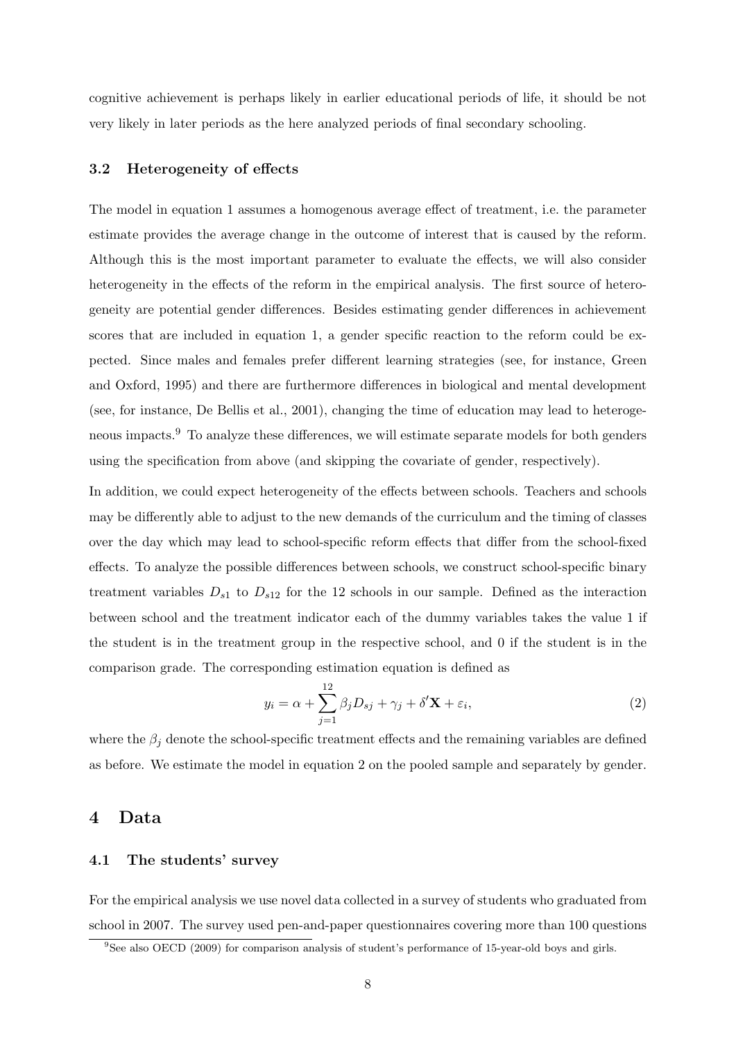cognitive achievement is perhaps likely in earlier educational periods of life, it should be not very likely in later periods as the here analyzed periods of final secondary schooling.

### 3.2 Heterogeneity of effects

The model in equation 1 assumes a homogenous average effect of treatment, i.e. the parameter estimate provides the average change in the outcome of interest that is caused by the reform. Although this is the most important parameter to evaluate the effects, we will also consider heterogeneity in the effects of the reform in the empirical analysis. The first source of heterogeneity are potential gender differences. Besides estimating gender differences in achievement scores that are included in equation 1, a gender specific reaction to the reform could be expected. Since males and females prefer different learning strategies (see, for instance, Green and Oxford, 1995) and there are furthermore differences in biological and mental development (see, for instance, De Bellis et al., 2001), changing the time of education may lead to heterogeneous impacts.[9] To analyze these differences, we will estimate separate models for both genders using the specification from above (and skipping the covariate of gender, respectively).

In addition, we could expect heterogeneity of the effects between schools. Teachers and schools may be differently able to adjust to the new demands of the curriculum and the timing of classes over the day which may lead to school-specific reform effects that differ from the school-fixed effects. To analyze the possible differences between schools, we construct school-specific binary treatment variables $D_{s1}$ to $D_{s12}$ for the 12 schools in our sample. Defined as the interaction between school and the treatment indicator each of the dummy variables takes the value 1 if the student is in the treatment group in the respective school, and 0 if the student is in the comparison grade. The corresponding estimation equation is defined as

$$y_i = \alpha + \sum_{j=1}^{12} \beta_j D_{sj} + \gamma_j + \delta' \mathbf{X} + \varepsilon_i, \tag{2}$$

where the $\beta_j$ denote the school-specific treatment effects and the remaining variables are defined as before. We estimate the model in equation 2 on the pooled sample and separately by gender.

## 4 Data

### 4.1 The students' survey

For the empirical analysis we use novel data collected in a survey of students who graduated from school in 2007. The survey used pen-and-paper questionnaires covering more than 100 questions

[9] See also OECD (2009) for comparison analysis of student's performance of 15-year-old boys and girls.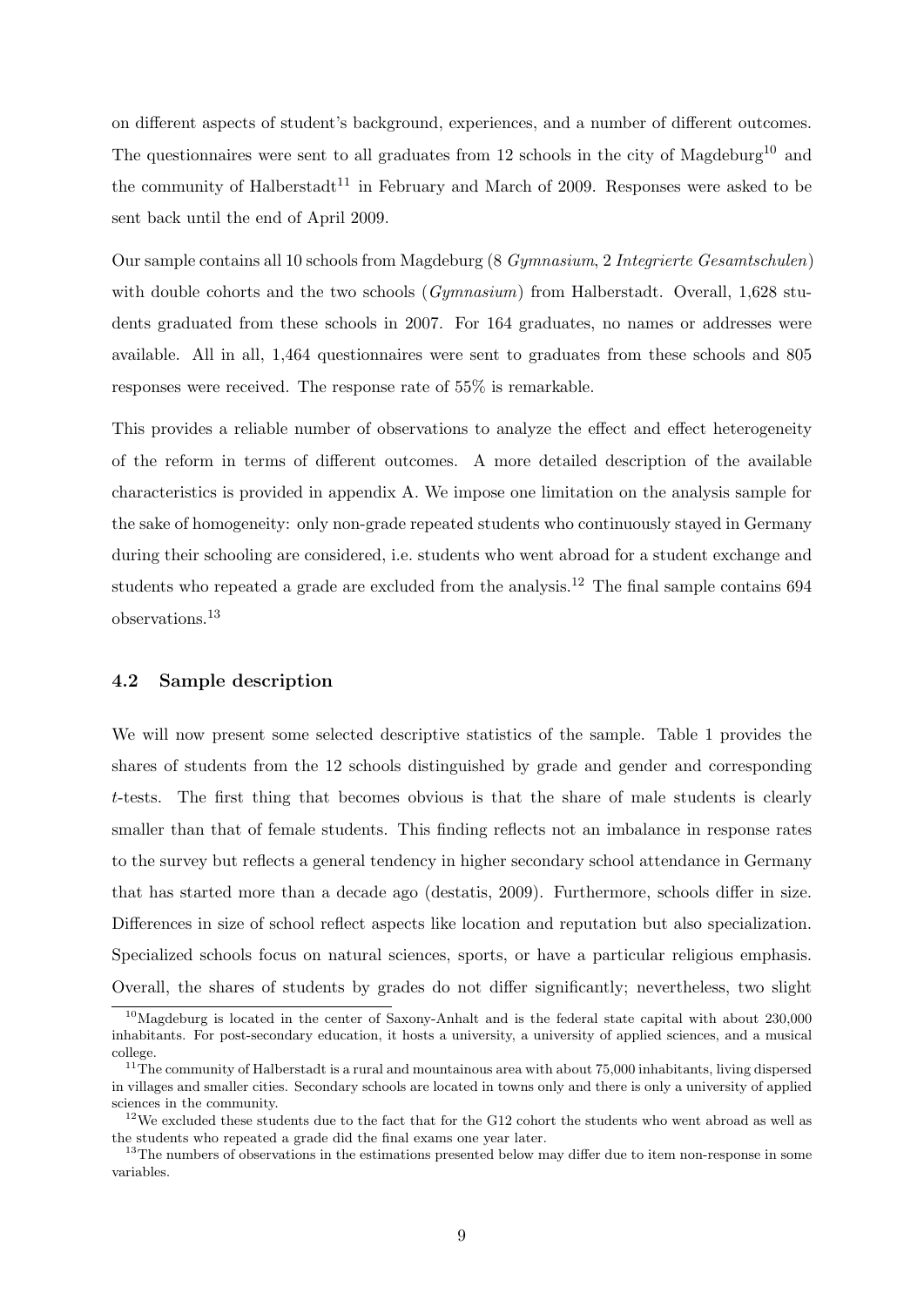on different aspects of student's background, experiences, and a number of different outcomes. The questionnaires were sent to all graduates from 12 schools in the city of Magdeburg[10] and the community of Halberstadt[11] in February and March of 2009. Responses were asked to be sent back until the end of April 2009.

Our sample contains all 10 schools from Magdeburg (8 *Gymnasium*, 2 *Integrierte Gesamtschulen*) with double cohorts and the two schools (*Gymnasium*) from Halberstadt. Overall, 1,628 students graduated from these schools in 2007. For 164 graduates, no names or addresses were available. All in all, 1,464 questionnaires were sent to graduates from these schools and 805 responses were received. The response rate of 55% is remarkable.

This provides a reliable number of observations to analyze the effect and effect heterogeneity of the reform in terms of different outcomes. A more detailed description of the available characteristics is provided in appendix A. We impose one limitation on the analysis sample for the sake of homogeneity: only non-grade repeated students who continuously stayed in Germany during their schooling are considered, i.e. students who went abroad for a student exchange and students who repeated a grade are excluded from the analysis.[12] The final sample contains 694 observations.[13]

### 4.2 Sample description

We will now present some selected descriptive statistics of the sample. Table 1 provides the shares of students from the 12 schools distinguished by grade and gender and corresponding $t$-tests. The first thing that becomes obvious is that the share of male students is clearly smaller than that of female students. This finding reflects not an imbalance in response rates to the survey but reflects a general tendency in higher secondary school attendance in Germany that has started more than a decade ago (destatis, 2009). Furthermore, schools differ in size. Differences in size of school reflect aspects like location and reputation but also specialization. Specialized schools focus on natural sciences, sports, or have a particular religious emphasis. Overall, the shares of students by grades do not differ significantly; nevertheless, two slight

[10] Magdeburg is located in the center of Saxony-Anhalt and is the federal state capital with about 230,000 inhabitants. For post-secondary education, it hosts a university, a university of applied sciences, and a musical college.

[11] The community of Halberstadt is a rural and mountainous area with about 75,000 inhabitants, living dispersed in villages and smaller cities. Secondary schools are located in towns only and there is only a university of applied sciences in the community.

[12] We excluded these students due to the fact that for the G12 cohort the students who went abroad as well as the students who repeated a grade did the final exams one year later.

[13] The numbers of observations in the estimations presented below may differ due to item non-response in some variables.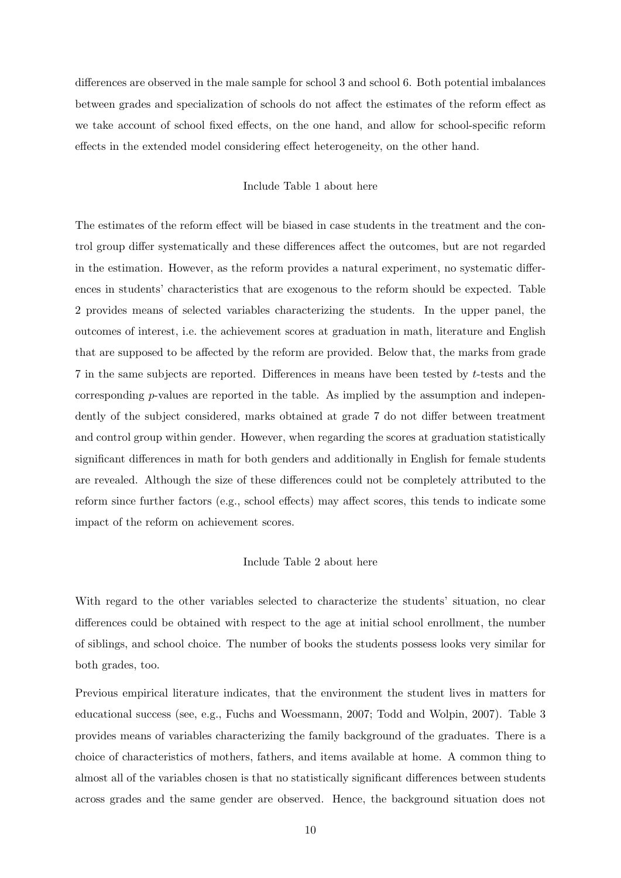differences are observed in the male sample for school 3 and school 6. Both potential imbalances between grades and specialization of schools do not affect the estimates of the reform effect as we take account of school fixed effects, on the one hand, and allow for school-specific reform effects in the extended model considering effect heterogeneity, on the other hand.

Include Table 1 about here

The estimates of the reform effect will be biased in case students in the treatment and the control group differ systematically and these differences affect the outcomes, but are not regarded in the estimation. However, as the reform provides a natural experiment, no systematic differences in students' characteristics that are exogenous to the reform should be expected. Table 2 provides means of selected variables characterizing the students. In the upper panel, the outcomes of interest, i.e. the achievement scores at graduation in math, literature and English that are supposed to be affected by the reform are provided. Below that, the marks from grade 7 in the same subjects are reported. Differences in means have been tested by $t$-tests and the corresponding $p$-values are reported in the table. As implied by the assumption and independently of the subject considered, marks obtained at grade 7 do not differ between treatment and control group within gender. However, when regarding the scores at graduation statistically significant differences in math for both genders and additionally in English for female students are revealed. Although the size of these differences could not be completely attributed to the reform since further factors (e.g., school effects) may affect scores, this tends to indicate some impact of the reform on achievement scores.

Include Table 2 about here

With regard to the other variables selected to characterize the students' situation, no clear differences could be obtained with respect to the age at initial school enrollment, the number of siblings, and school choice. The number of books the students possess looks very similar for both grades, too.

Previous empirical literature indicates, that the environment the student lives in matters for educational success (see, e.g., Fuchs and Woessmann, 2007; Todd and Wolpin, 2007). Table 3 provides means of variables characterizing the family background of the graduates. There is a choice of characteristics of mothers, fathers, and items available at home. A common thing to almost all of the variables chosen is that no statistically significant differences between students across grades and the same gender are observed. Hence, the background situation does not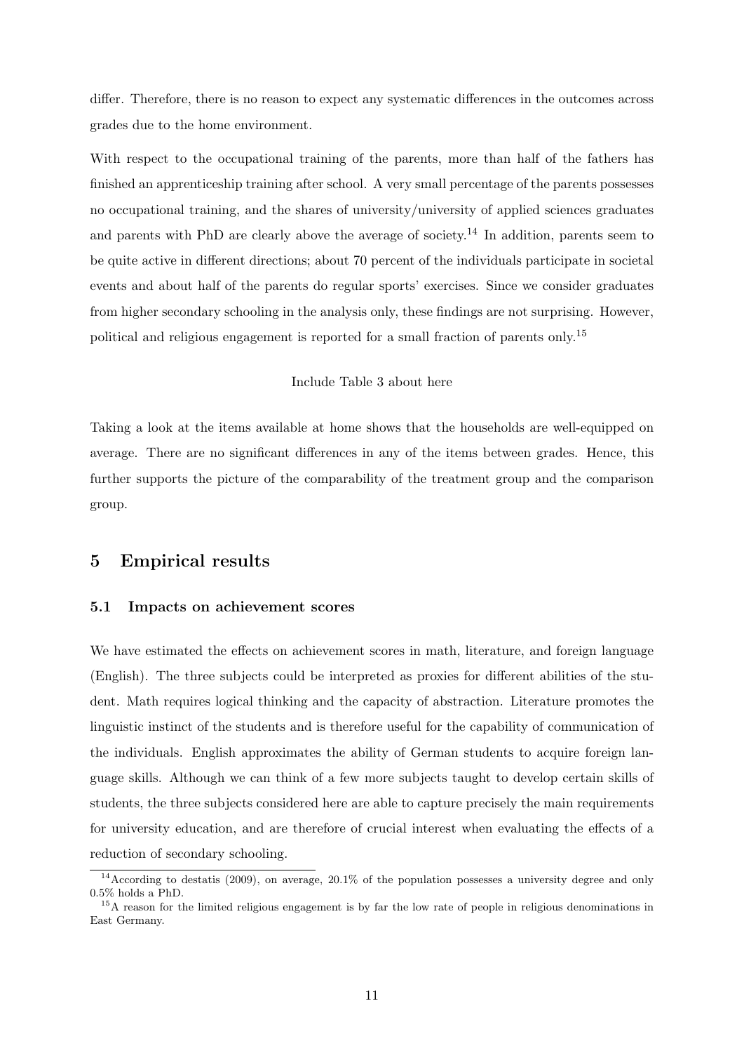differ. Therefore, there is no reason to expect any systematic differences in the outcomes across grades due to the home environment.

With respect to the occupational training of the parents, more than half of the fathers has finished an apprenticeship training after school. A very small percentage of the parents possesses no occupational training, and the shares of university/university of applied sciences graduates and parents with PhD are clearly above the average of society.[14] In addition, parents seem to be quite active in different directions; about 70 percent of the individuals participate in societal events and about half of the parents do regular sports' exercises. Since we consider graduates from higher secondary schooling in the analysis only, these findings are not surprising. However, political and religious engagement is reported for a small fraction of parents only.[15]

Include Table 3 about here

Taking a look at the items available at home shows that the households are well-equipped on average. There are no significant differences in any of the items between grades. Hence, this further supports the picture of the comparability of the treatment group and the comparison group.

## 5 Empirical results

### 5.1 Impacts on achievement scores

We have estimated the effects on achievement scores in math, literature, and foreign language (English). The three subjects could be interpreted as proxies for different abilities of the student. Math requires logical thinking and the capacity of abstraction. Literature promotes the linguistic instinct of the students and is therefore useful for the capability of communication of the individuals. English approximates the ability of German students to acquire foreign language skills. Although we can think of a few more subjects taught to develop certain skills of students, the three subjects considered here are able to capture precisely the main requirements for university education, and are therefore of crucial interest when evaluating the effects of a reduction of secondary schooling.

[14] According to destatis (2009), on average, 20.1% of the population possesses a university degree and only 0.5% holds a PhD.

[15] A reason for the limited religious engagement is by far the low rate of people in religious denominations in East Germany.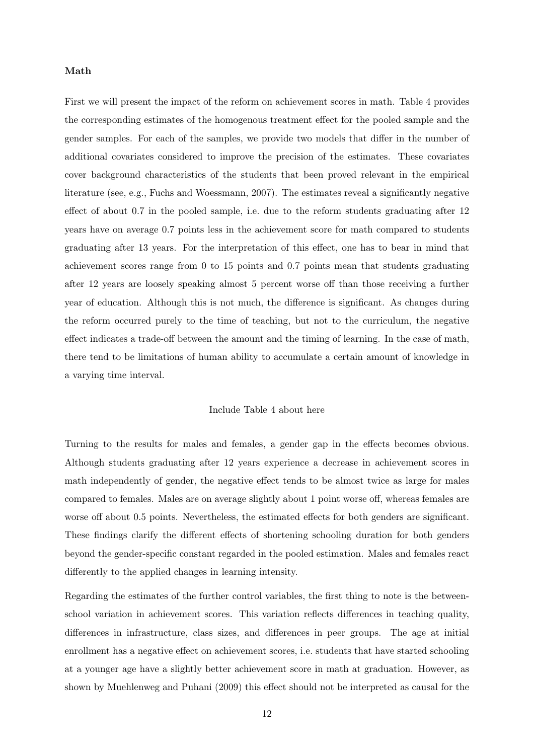**Math**

First we will present the impact of the reform on achievement scores in math. Table 4 provides the corresponding estimates of the homogenous treatment effect for the pooled sample and the gender samples. For each of the samples, we provide two models that differ in the number of additional covariates considered to improve the precision of the estimates. These covariates cover background characteristics of the students that been proved relevant in the empirical literature (see, e.g., Fuchs and Woessmann, 2007). The estimates reveal a significantly negative effect of about 0.7 in the pooled sample, i.e. due to the reform students graduating after 12 years have on average 0.7 points less in the achievement score for math compared to students graduating after 13 years. For the interpretation of this effect, one has to bear in mind that achievement scores range from 0 to 15 points and 0.7 points mean that students graduating after 12 years are loosely speaking almost 5 percent worse off than those receiving a further year of education. Although this is not much, the difference is significant. As changes during the reform occurred purely to the time of teaching, but not to the curriculum, the negative effect indicates a trade-off between the amount and the timing of learning. In the case of math, there tend to be limitations of human ability to accumulate a certain amount of knowledge in a varying time interval.

Include Table 4 about here

Turning to the results for males and females, a gender gap in the effects becomes obvious. Although students graduating after 12 years experience a decrease in achievement scores in math independently of gender, the negative effect tends to be almost twice as large for males compared to females. Males are on average slightly about 1 point worse off, whereas females are worse off about 0.5 points. Nevertheless, the estimated effects for both genders are significant. These findings clarify the different effects of shortening schooling duration for both genders beyond the gender-specific constant regarded in the pooled estimation. Males and females react differently to the applied changes in learning intensity.

Regarding the estimates of the further control variables, the first thing to note is the between-school variation in achievement scores. This variation reflects differences in teaching quality, differences in infrastructure, class sizes, and differences in peer groups. The age at initial enrollment has a negative effect on achievement scores, i.e. students that have started schooling at a younger age have a slightly better achievement score in math at graduation. However, as shown by Muehlenweg and Puhani (2009) this effect should not be interpreted as causal for the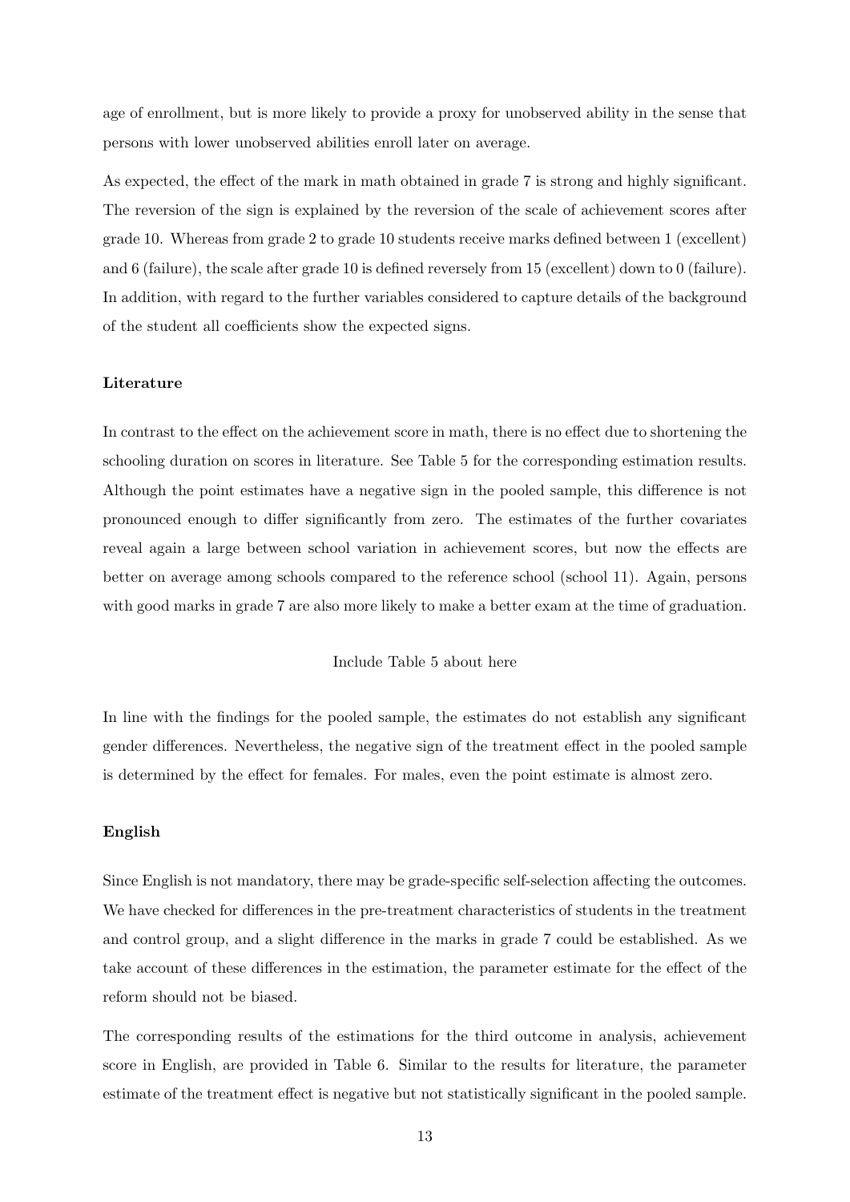age of enrollment, but is more likely to provide a proxy for unobserved ability in the sense that persons with lower unobserved abilities enroll later on average.

As expected, the effect of the mark in math obtained in grade 7 is strong and highly significant. The reversion of the sign is explained by the reversion of the scale of achievement scores after grade 10. Whereas from grade 2 to grade 10 students receive marks defined between 1 (excellent) and 6 (failure), the scale after grade 10 is defined reversely from 15 (excellent) down to 0 (failure). In addition, with regard to the further variables considered to capture details of the background of the student all coefficients show the expected signs.

**Literature**

In contrast to the effect on the achievement score in math, there is no effect due to shortening the schooling duration on scores in literature. See Table 5 for the corresponding estimation results. Although the point estimates have a negative sign in the pooled sample, this difference is not pronounced enough to differ significantly from zero. The estimates of the further covariates reveal again a large between school variation in achievement scores, but now the effects are better on average among schools compared to the reference school (school 11). Again, persons with good marks in grade 7 are also more likely to make a better exam at the time of graduation.

Include Table 5 about here

In line with the findings for the pooled sample, the estimates do not establish any significant gender differences. Nevertheless, the negative sign of the treatment effect in the pooled sample is determined by the effect for females. For males, even the point estimate is almost zero.

**English**

Since English is not mandatory, there may be grade-specific self-selection affecting the outcomes. We have checked for differences in the pre-treatment characteristics of students in the treatment and control group, and a slight difference in the marks in grade 7 could be established. As we take account of these differences in the estimation, the parameter estimate for the effect of the reform should not be biased.

The corresponding results of the estimations for the third outcome in analysis, achievement score in English, are provided in Table 6. Similar to the results for literature, the parameter estimate of the treatment effect is negative but not statistically significant in the pooled sample.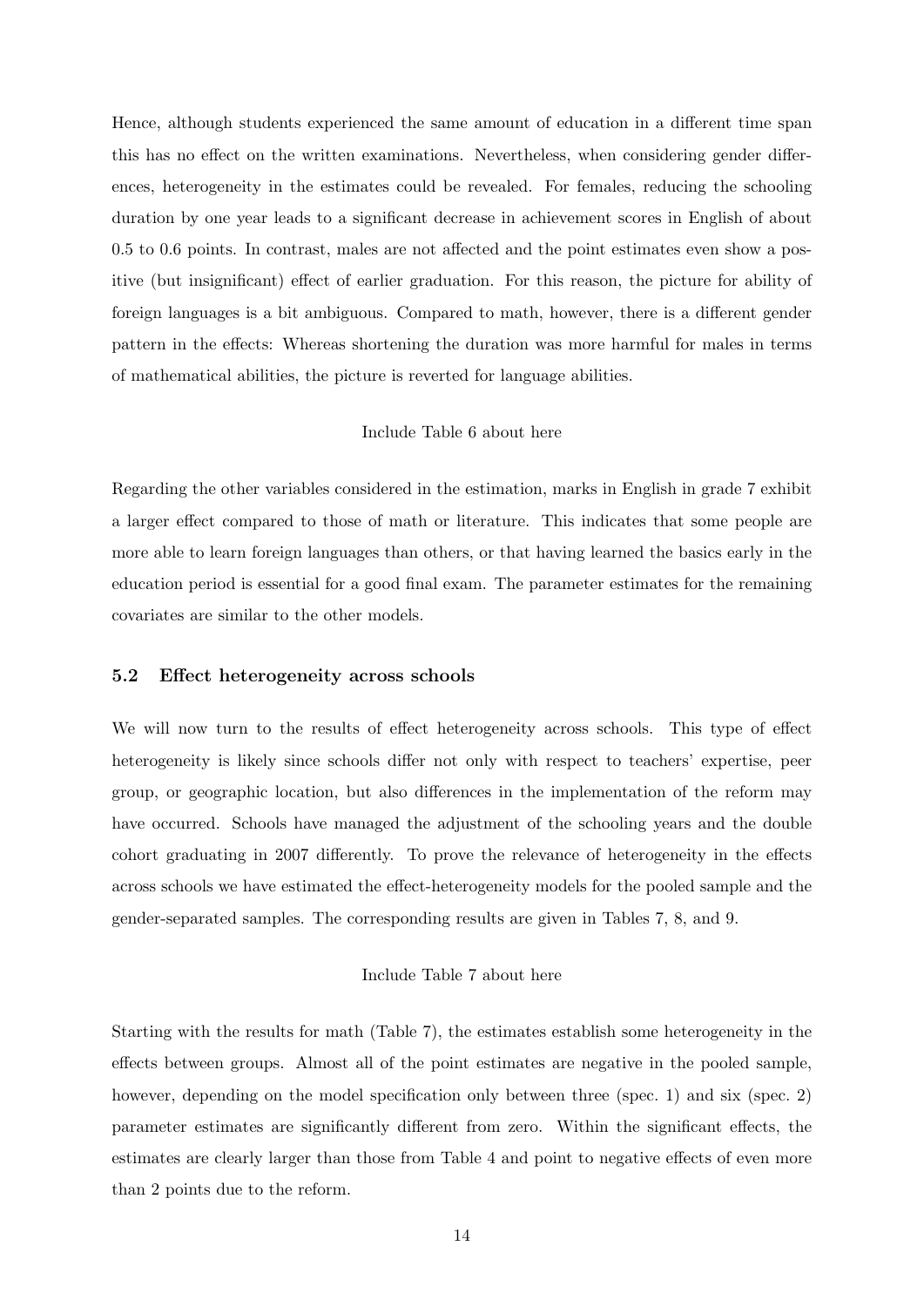Hence, although students experienced the same amount of education in a different time span this has no effect on the written examinations. Nevertheless, when considering gender differences, heterogeneity in the estimates could be revealed. For females, reducing the schooling duration by one year leads to a significant decrease in achievement scores in English of about 0.5 to 0.6 points. In contrast, males are not affected and the point estimates even show a positive (but insignificant) effect of earlier graduation. For this reason, the picture for ability of foreign languages is a bit ambiguous. Compared to math, however, there is a different gender pattern in the effects: Whereas shortening the duration was more harmful for males in terms of mathematical abilities, the picture is reverted for language abilities.

Include Table 6 about here

Regarding the other variables considered in the estimation, marks in English in grade 7 exhibit a larger effect compared to those of math or literature. This indicates that some people are more able to learn foreign languages than others, or that having learned the basics early in the education period is essential for a good final exam. The parameter estimates for the remaining covariates are similar to the other models.

### 5.2 Effect heterogeneity across schools

We will now turn to the results of effect heterogeneity across schools. This type of effect heterogeneity is likely since schools differ not only with respect to teachers' expertise, peer group, or geographic location, but also differences in the implementation of the reform may have occurred. Schools have managed the adjustment of the schooling years and the double cohort graduating in 2007 differently. To prove the relevance of heterogeneity in the effects across schools we have estimated the effect-heterogeneity models for the pooled sample and the gender-separated samples. The corresponding results are given in Tables 7, 8, and 9.

Include Table 7 about here

Starting with the results for math (Table 7), the estimates establish some heterogeneity in the effects between groups. Almost all of the point estimates are negative in the pooled sample, however, depending on the model specification only between three (spec. 1) and six (spec. 2) parameter estimates are significantly different from zero. Within the significant effects, the estimates are clearly larger than those from Table 4 and point to negative effects of even more than 2 points due to the reform.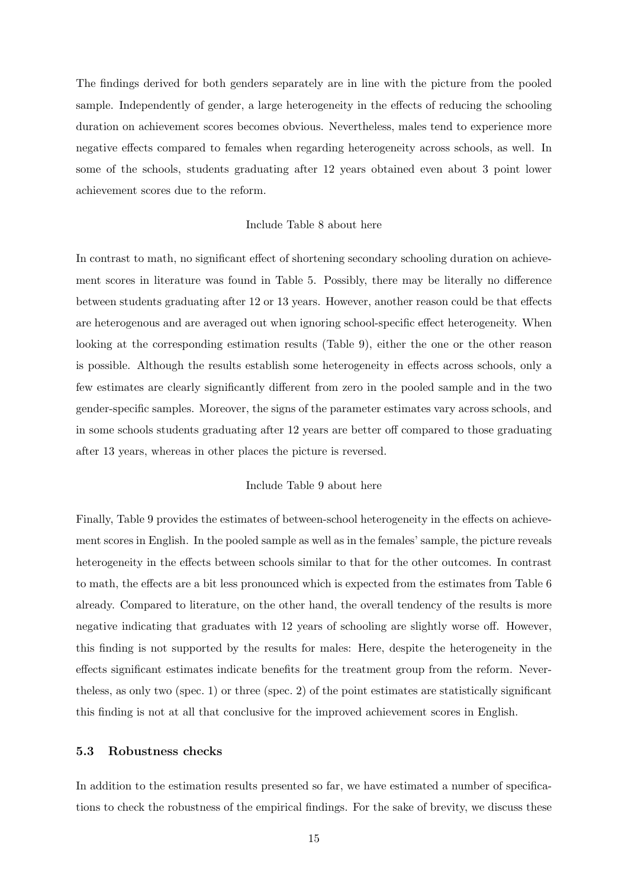The findings derived for both genders separately are in line with the picture from the pooled sample. Independently of gender, a large heterogeneity in the effects of reducing the schooling duration on achievement scores becomes obvious. Nevertheless, males tend to experience more negative effects compared to females when regarding heterogeneity across schools, as well. In some of the schools, students graduating after 12 years obtained even about 3 point lower achievement scores due to the reform.

Include Table 8 about here

In contrast to math, no significant effect of shortening secondary schooling duration on achievement scores in literature was found in Table 5. Possibly, there may be literally no difference between students graduating after 12 or 13 years. However, another reason could be that effects are heterogenous and are averaged out when ignoring school-specific effect heterogeneity. When looking at the corresponding estimation results (Table 9), either the one or the other reason is possible. Although the results establish some heterogeneity in effects across schools, only a few estimates are clearly significantly different from zero in the pooled sample and in the two gender-specific samples. Moreover, the signs of the parameter estimates vary across schools, and in some schools students graduating after 12 years are better off compared to those graduating after 13 years, whereas in other places the picture is reversed.

Include Table 9 about here

Finally, Table 9 provides the estimates of between-school heterogeneity in the effects on achievement scores in English. In the pooled sample as well as in the females' sample, the picture reveals heterogeneity in the effects between schools similar to that for the other outcomes. In contrast to math, the effects are a bit less pronounced which is expected from the estimates from Table 6 already. Compared to literature, on the other hand, the overall tendency of the results is more negative indicating that graduates with 12 years of schooling are slightly worse off. However, this finding is not supported by the results for males: Here, despite the heterogeneity in the effects significant estimates indicate benefits for the treatment group from the reform. Nevertheless, as only two (spec. 1) or three (spec. 2) of the point estimates are statistically significant this finding is not at all that conclusive for the improved achievement scores in English.

### 5.3 Robustness checks

In addition to the estimation results presented so far, we have estimated a number of specifications to check the robustness of the empirical findings. For the sake of brevity, we discuss these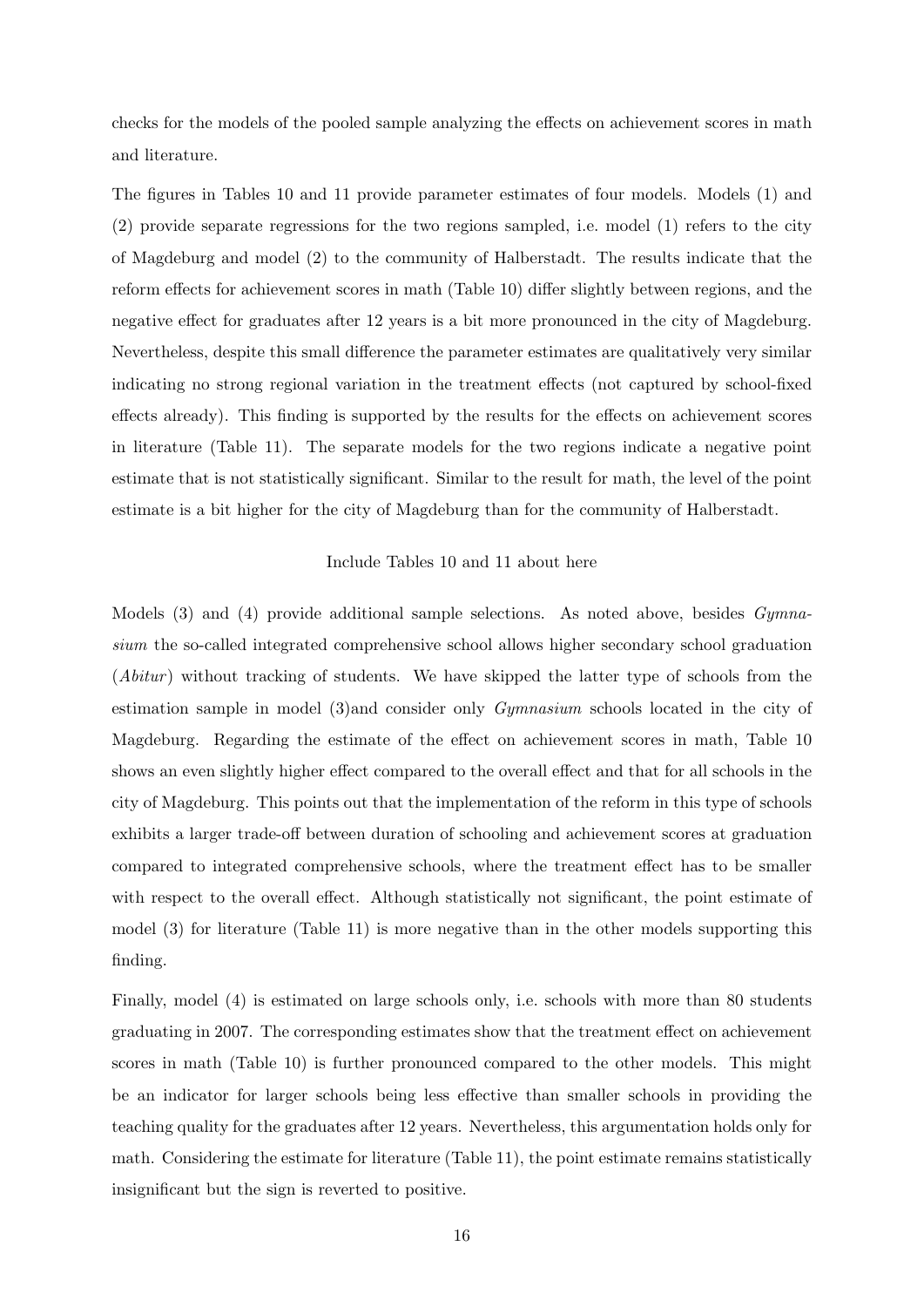checks for the models of the pooled sample analyzing the effects on achievement scores in math and literature.

The figures in Tables 10 and 11 provide parameter estimates of four models. Models (1) and (2) provide separate regressions for the two regions sampled, i.e. model (1) refers to the city of Magdeburg and model (2) to the community of Halberstadt. The results indicate that the reform effects for achievement scores in math (Table 10) differ slightly between regions, and the negative effect for graduates after 12 years is a bit more pronounced in the city of Magdeburg. Nevertheless, despite this small difference the parameter estimates are qualitatively very similar indicating no strong regional variation in the treatment effects (not captured by school-fixed effects already). This finding is supported by the results for the effects on achievement scores in literature (Table 11). The separate models for the two regions indicate a negative point estimate that is not statistically significant. Similar to the result for math, the level of the point estimate is a bit higher for the city of Magdeburg than for the community of Halberstadt.

Include Tables 10 and 11 about here

Models (3) and (4) provide additional sample selections. As noted above, besides *Gymnasium* the so-called integrated comprehensive school allows higher secondary school graduation (*Abitur*) without tracking of students. We have skipped the latter type of schools from the estimation sample in model (3)and consider only *Gymnasium* schools located in the city of Magdeburg. Regarding the estimate of the effect on achievement scores in math, Table 10 shows an even slightly higher effect compared to the overall effect and that for all schools in the city of Magdeburg. This points out that the implementation of the reform in this type of schools exhibits a larger trade-off between duration of schooling and achievement scores at graduation compared to integrated comprehensive schools, where the treatment effect has to be smaller with respect to the overall effect. Although statistically not significant, the point estimate of model (3) for literature (Table 11) is more negative than in the other models supporting this finding.

Finally, model (4) is estimated on large schools only, i.e. schools with more than 80 students graduating in 2007. The corresponding estimates show that the treatment effect on achievement scores in math (Table 10) is further pronounced compared to the other models. This might be an indicator for larger schools being less effective than smaller schools in providing the teaching quality for the graduates after 12 years. Nevertheless, this argumentation holds only for math. Considering the estimate for literature (Table 11), the point estimate remains statistically insignificant but the sign is reverted to positive.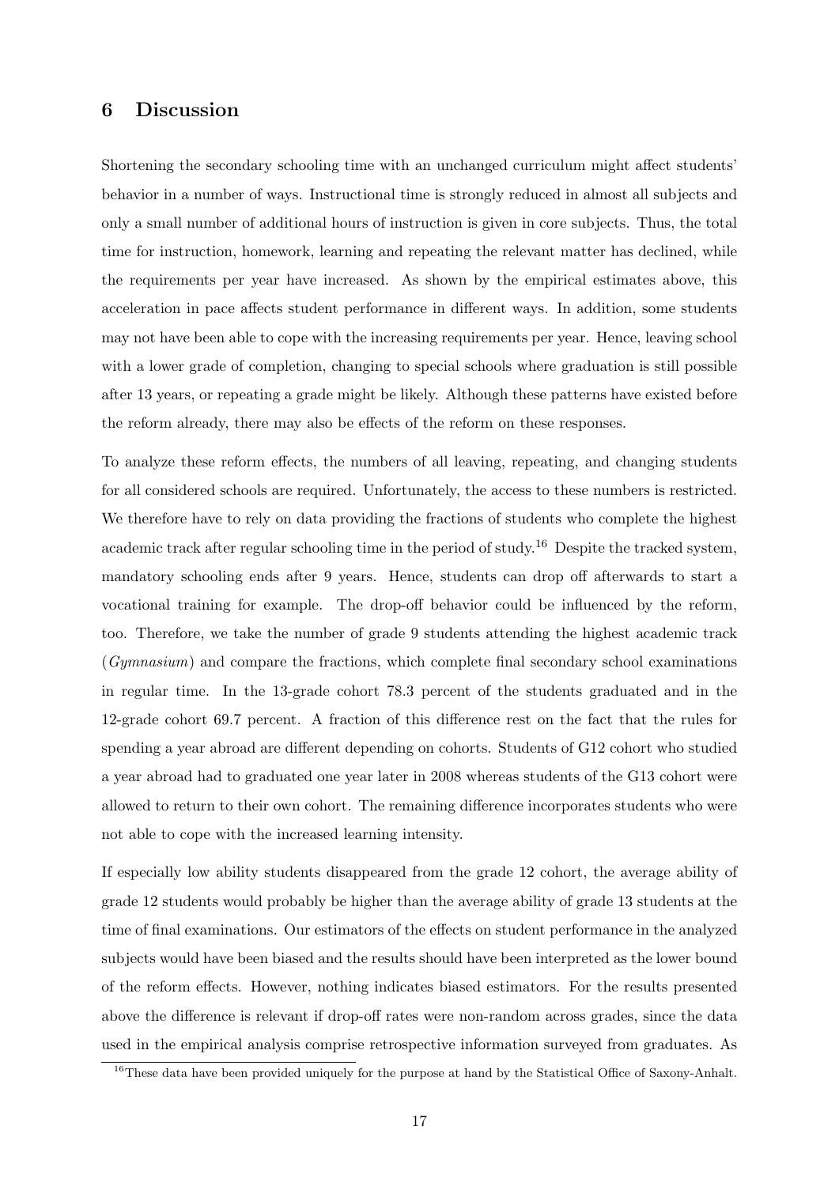## 6 Discussion

Shortening the secondary schooling time with an unchanged curriculum might affect students' behavior in a number of ways. Instructional time is strongly reduced in almost all subjects and only a small number of additional hours of instruction is given in core subjects. Thus, the total time for instruction, homework, learning and repeating the relevant matter has declined, while the requirements per year have increased. As shown by the empirical estimates above, this acceleration in pace affects student performance in different ways. In addition, some students may not have been able to cope with the increasing requirements per year. Hence, leaving school with a lower grade of completion, changing to special schools where graduation is still possible after 13 years, or repeating a grade might be likely. Although these patterns have existed before the reform already, there may also be effects of the reform on these responses.

To analyze these reform effects, the numbers of all leaving, repeating, and changing students for all considered schools are required. Unfortunately, the access to these numbers is restricted. We therefore have to rely on data providing the fractions of students who complete the highest academic track after regular schooling time in the period of study.[16] Despite the tracked system, mandatory schooling ends after 9 years. Hence, students can drop off afterwards to start a vocational training for example. The drop-off behavior could be influenced by the reform, too. Therefore, we take the number of grade 9 students attending the highest academic track (*Gymnasium*) and compare the fractions, which complete final secondary school examinations in regular time. In the 13-grade cohort 78.3 percent of the students graduated and in the 12-grade cohort 69.7 percent. A fraction of this difference rest on the fact that the rules for spending a year abroad are different depending on cohorts. Students of G12 cohort who studied a year abroad had to graduated one year later in 2008 whereas students of the G13 cohort were allowed to return to their own cohort. The remaining difference incorporates students who were not able to cope with the increased learning intensity.

If especially low ability students disappeared from the grade 12 cohort, the average ability of grade 12 students would probably be higher than the average ability of grade 13 students at the time of final examinations. Our estimators of the effects on student performance in the analyzed subjects would have been biased and the results should have been interpreted as the lower bound of the reform effects. However, nothing indicates biased estimators. For the results presented above the difference is relevant if drop-off rates were non-random across grades, since the data used in the empirical analysis comprise retrospective information surveyed from graduates. As

[16] These data have been provided uniquely for the purpose at hand by the Statistical Office of Saxony-Anhalt.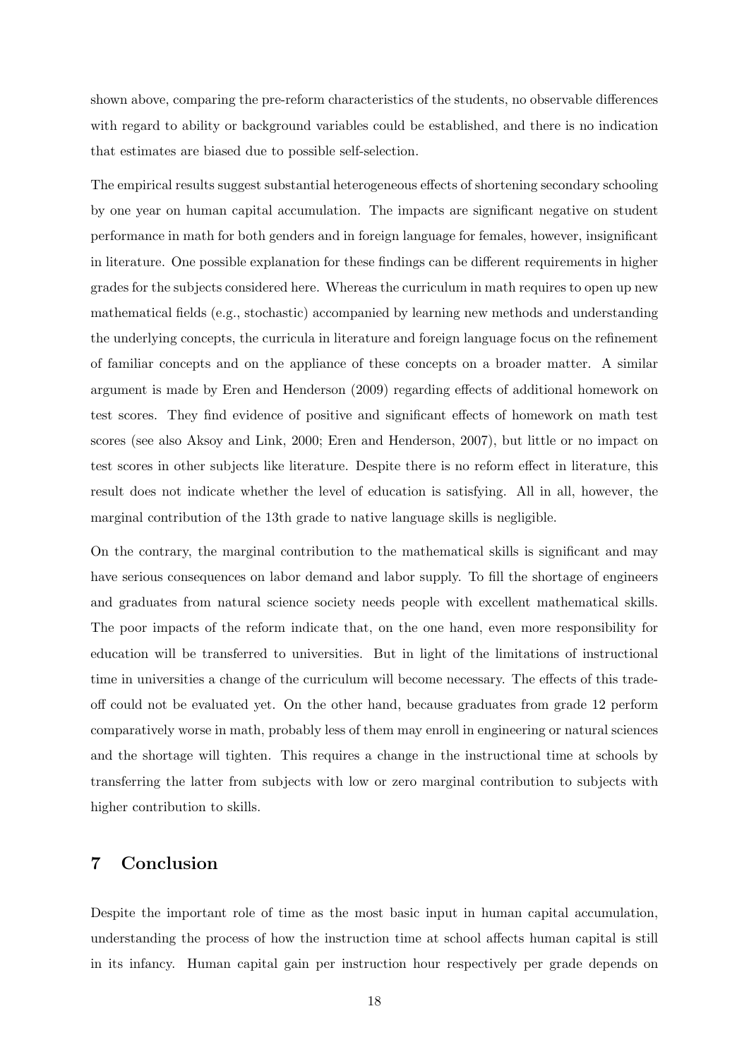shown above, comparing the pre-reform characteristics of the students, no observable differences with regard to ability or background variables could be established, and there is no indication that estimates are biased due to possible self-selection.

The empirical results suggest substantial heterogeneous effects of shortening secondary schooling by one year on human capital accumulation. The impacts are significant negative on student performance in math for both genders and in foreign language for females, however, insignificant in literature. One possible explanation for these findings can be different requirements in higher grades for the subjects considered here. Whereas the curriculum in math requires to open up new mathematical fields (e.g., stochastic) accompanied by learning new methods and understanding the underlying concepts, the curricula in literature and foreign language focus on the refinement of familiar concepts and on the appliance of these concepts on a broader matter. A similar argument is made by Eren and Henderson (2009) regarding effects of additional homework on test scores. They find evidence of positive and significant effects of homework on math test scores (see also Aksoy and Link, 2000; Eren and Henderson, 2007), but little or no impact on test scores in other subjects like literature. Despite there is no reform effect in literature, this result does not indicate whether the level of education is satisfying. All in all, however, the marginal contribution of the 13th grade to native language skills is negligible.

On the contrary, the marginal contribution to the mathematical skills is significant and may have serious consequences on labor demand and labor supply. To fill the shortage of engineers and graduates from natural science society needs people with excellent mathematical skills. The poor impacts of the reform indicate that, on the one hand, even more responsibility for education will be transferred to universities. But in light of the limitations of instructional time in universities a change of the curriculum will become necessary. The effects of this trade-off could not be evaluated yet. On the other hand, because graduates from grade 12 perform comparatively worse in math, probably less of them may enroll in engineering or natural sciences and the shortage will tighten. This requires a change in the instructional time at schools by transferring the latter from subjects with low or zero marginal contribution to subjects with higher contribution to skills.

## 7 Conclusion

Despite the important role of time as the most basic input in human capital accumulation, understanding the process of how the instruction time at school affects human capital is still in its infancy. Human capital gain per instruction hour respectively per grade depends on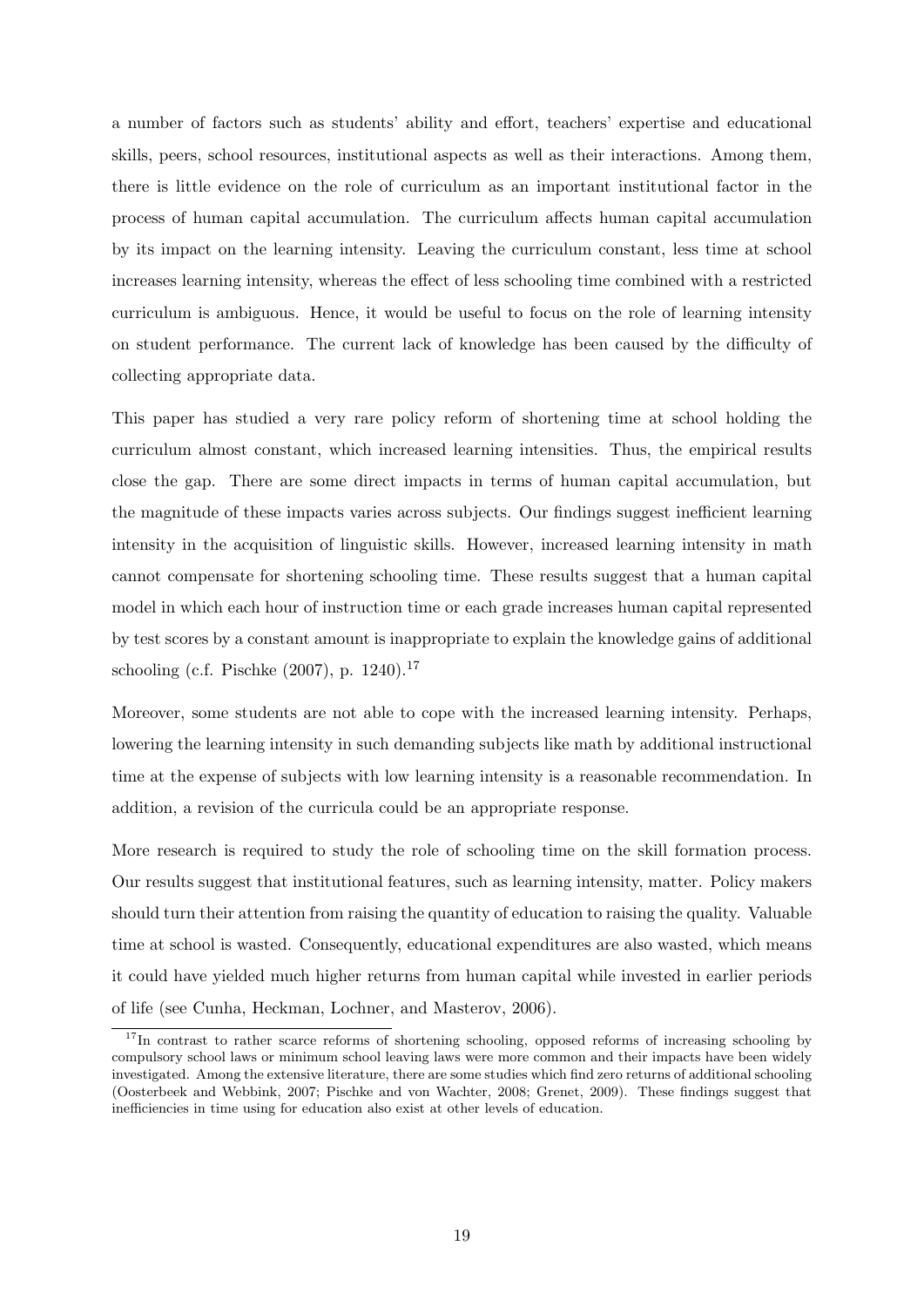a number of factors such as students' ability and effort, teachers' expertise and educational skills, peers, school resources, institutional aspects as well as their interactions. Among them, there is little evidence on the role of curriculum as an important institutional factor in the process of human capital accumulation. The curriculum affects human capital accumulation by its impact on the learning intensity. Leaving the curriculum constant, less time at school increases learning intensity, whereas the effect of less schooling time combined with a restricted curriculum is ambiguous. Hence, it would be useful to focus on the role of learning intensity on student performance. The current lack of knowledge has been caused by the difficulty of collecting appropriate data.

This paper has studied a very rare policy reform of shortening time at school holding the curriculum almost constant, which increased learning intensities. Thus, the empirical results close the gap. There are some direct impacts in terms of human capital accumulation, but the magnitude of these impacts varies across subjects. Our findings suggest inefficient learning intensity in the acquisition of linguistic skills. However, increased learning intensity in math cannot compensate for shortening schooling time. These results suggest that a human capital model in which each hour of instruction time or each grade increases human capital represented by test scores by a constant amount is inappropriate to explain the knowledge gains of additional schooling (c.f. Pischke (2007), p. 1240).[17]

Moreover, some students are not able to cope with the increased learning intensity. Perhaps, lowering the learning intensity in such demanding subjects like math by additional instructional time at the expense of subjects with low learning intensity is a reasonable recommendation. In addition, a revision of the curricula could be an appropriate response.

More research is required to study the role of schooling time on the skill formation process. Our results suggest that institutional features, such as learning intensity, matter. Policy makers should turn their attention from raising the quantity of education to raising the quality. Valuable time at school is wasted. Consequently, educational expenditures are also wasted, which means it could have yielded much higher returns from human capital while invested in earlier periods of life (see Cunha, Heckman, Lochner, and Masterov, 2006).

[17]In contrast to rather scarce reforms of shortening schooling, opposed reforms of increasing schooling by compulsory school laws or minimum school leaving laws were more common and their impacts have been widely investigated. Among the extensive literature, there are some studies which find zero returns of additional schooling (Oosterbeek and Webbink, 2007; Pischke and von Wachter, 2008; Grenet, 2009). These findings suggest that inefficiencies in time using for education also exist at other levels of education.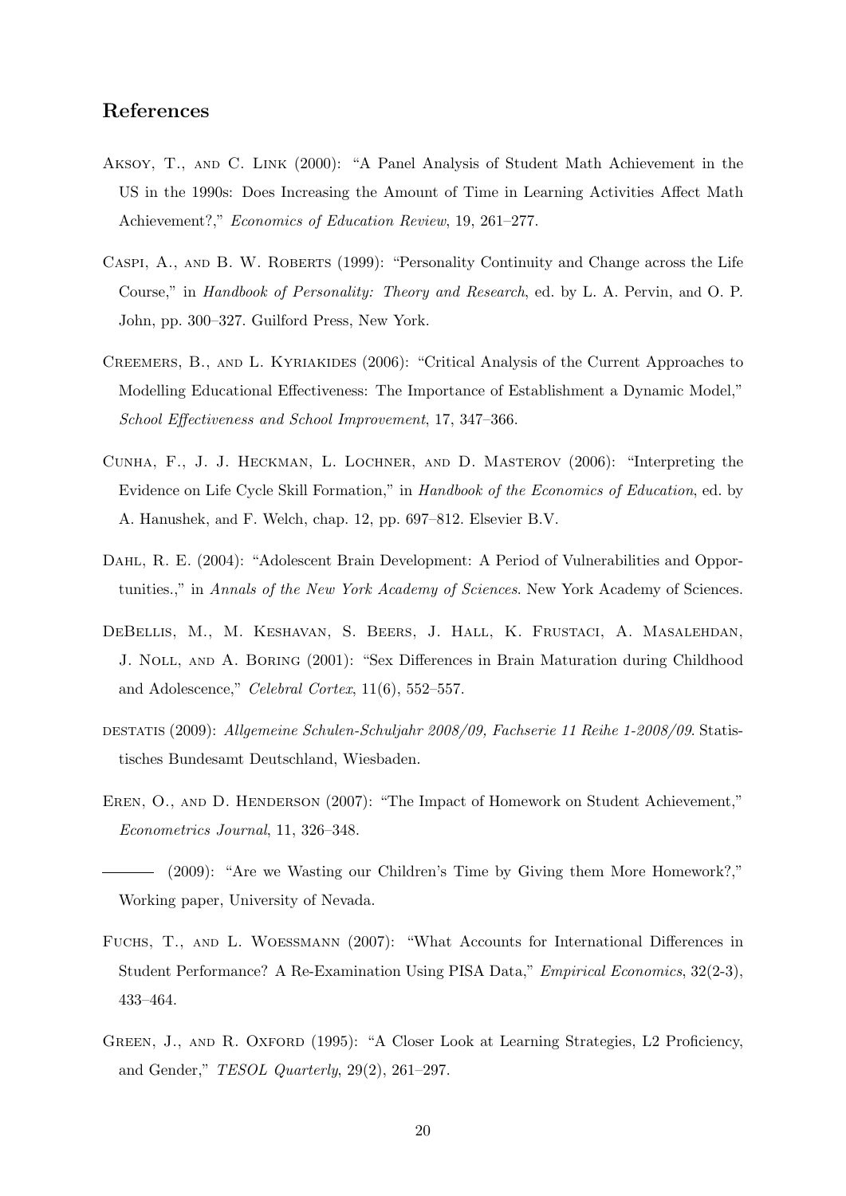## References

Aksoy, T., and C. Link (2000): "A Panel Analysis of Student Math Achievement in the US in the 1990s: Does Increasing the Amount of Time in Learning Activities Affect Math Achievement?," *Economics of Education Review*, 19, 261–277.

Caspi, A., and B. W. Roberts (1999): "Personality Continuity and Change across the Life Course," in *Handbook of Personality: Theory and Research*, ed. by L. A. Pervin, and O. P. John, pp. 300–327. Guilford Press, New York.

Creemers, B., and L. Kyriakides (2006): "Critical Analysis of the Current Approaches to Modelling Educational Effectiveness: The Importance of Establishment a Dynamic Model," *School Effectiveness and School Improvement*, 17, 347–366.

Cunha, F., J. J. Heckman, L. Lochner, and D. Masterov (2006): "Interpreting the Evidence on Life Cycle Skill Formation," in *Handbook of the Economics of Education*, ed. by A. Hanushek, and F. Welch, chap. 12, pp. 697–812. Elsevier B.V.

Dahl, R. E. (2004): "Adolescent Brain Development: A Period of Vulnerabilities and Opportunities.," in *Annals of the New York Academy of Sciences*. New York Academy of Sciences.

DeBellis, M., M. Keshavan, S. Beers, J. Hall, K. Frustaci, A. Masalehdan, J. Noll, and A. Boring (2001): "Sex Differences in Brain Maturation during Childhood and Adolescence," *Celebral Cortex*, 11(6), 552–557.

destatis (2009): *Allgemeine Schulen-Schuljahr 2008/09, Fachserie 11 Reihe 1-2008/09*. Statistisches Bundesamt Deutschland, Wiesbaden.

Eren, O., and D. Henderson (2007): "The Impact of Homework on Student Achievement," *Econometrics Journal*, 11, 326–348.

——— (2009): "Are we Wasting our Children's Time by Giving them More Homework?," Working paper, University of Nevada.

Fuchs, T., and L. Woessmann (2007): "What Accounts for International Differences in Student Performance? A Re-Examination Using PISA Data," *Empirical Economics*, 32(2-3), 433–464.

Green, J., and R. Oxford (1995): "A Closer Look at Learning Strategies, L2 Proficiency, and Gender," *TESOL Quarterly*, 29(2), 261–297.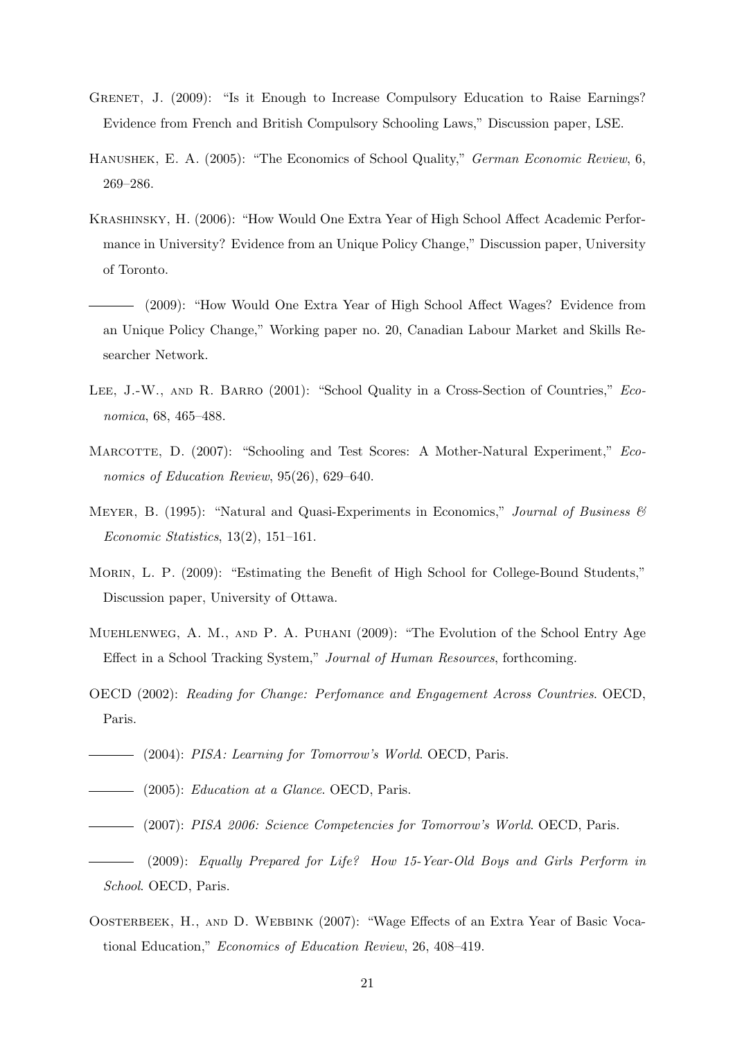Grenet, J. (2009): "Is it Enough to Increase Compulsory Education to Raise Earnings? Evidence from French and British Compulsory Schooling Laws," Discussion paper, LSE.

Hanushek, E. A. (2005): "The Economics of School Quality," *German Economic Review*, 6, 269–286.

Krashinsky, H. (2006): "How Would One Extra Year of High School Affect Academic Performance in University? Evidence from an Unique Policy Change," Discussion paper, University of Toronto.

——— (2009): "How Would One Extra Year of High School Affect Wages? Evidence from an Unique Policy Change," Working paper no. 20, Canadian Labour Market and Skills Researcher Network.

Lee, J.-W., and R. Barro (2001): "School Quality in a Cross-Section of Countries," *Economica*, 68, 465–488.

Marcotte, D. (2007): "Schooling and Test Scores: A Mother-Natural Experiment," *Economics of Education Review*, 95(26), 629–640.

Meyer, B. (1995): "Natural and Quasi-Experiments in Economics," *Journal of Business & Economic Statistics*, 13(2), 151–161.

Morin, L. P. (2009): "Estimating the Benefit of High School for College-Bound Students," Discussion paper, University of Ottawa.

Muehlenweg, A. M., and P. A. Puhani (2009): "The Evolution of the School Entry Age Effect in a School Tracking System," *Journal of Human Resources*, forthcoming.

OECD (2002): *Reading for Change: Perfomance and Engagement Across Countries*. OECD, Paris.

——— (2004): *PISA: Learning for Tomorrow's World*. OECD, Paris.

——— (2005): *Education at a Glance*. OECD, Paris.

——— (2007): *PISA 2006: Science Competencies for Tomorrow's World*. OECD, Paris.

——— (2009): *Equally Prepared for Life? How 15-Year-Old Boys and Girls Perform in School*. OECD, Paris.

Oosterbeek, H., and D. Webbink (2007): "Wage Effects of an Extra Year of Basic Vocational Education," *Economics of Education Review*, 26, 408–419.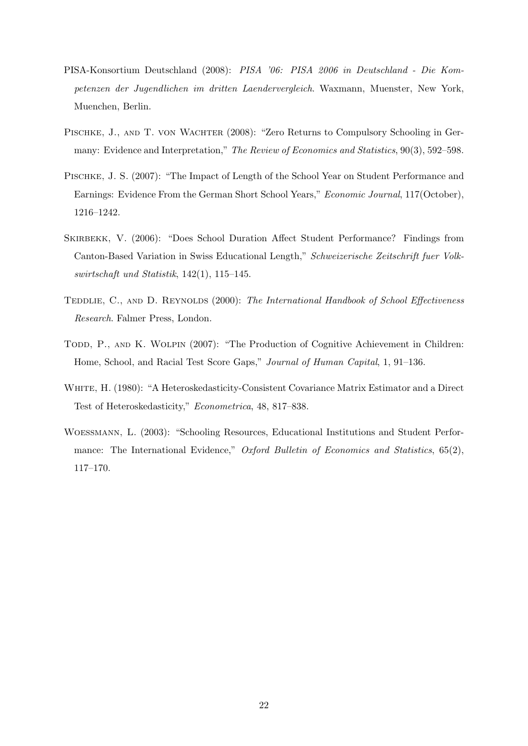PISA-Konsortium Deutschland (2008): *PISA '06: PISA 2006 in Deutschland - Die Kompetenzen der Jugendlichen im dritten Laendervergleich*. Waxmann, Muenster, New York, Muenchen, Berlin.

Pischke, J., and T. von Wachter (2008): "Zero Returns to Compulsory Schooling in Germany: Evidence and Interpretation," *The Review of Economics and Statistics*, 90(3), 592–598.

Pischke, J. S. (2007): "The Impact of Length of the School Year on Student Performance and Earnings: Evidence From the German Short School Years," *Economic Journal*, 117(October), 1216–1242.

Skirbekk, V. (2006): "Does School Duration Affect Student Performance? Findings from Canton-Based Variation in Swiss Educational Length," *Schweizerische Zeitschrift fuer Volkswirtschaft und Statistik*, 142(1), 115–145.

Teddlie, C., and D. Reynolds (2000): *The International Handbook of School Effectiveness Research*. Falmer Press, London.

Todd, P., and K. Wolpin (2007): "The Production of Cognitive Achievement in Children: Home, School, and Racial Test Score Gaps," *Journal of Human Capital*, 1, 91–136.

White, H. (1980): "A Heteroskedasticity-Consistent Covariance Matrix Estimator and a Direct Test of Heteroskedasticity," *Econometrica*, 48, 817–838.

Woessmann, L. (2003): "Schooling Resources, Educational Institutions and Student Performance: The International Evidence," *Oxford Bulletin of Economics and Statistics*, 65(2), 117–170.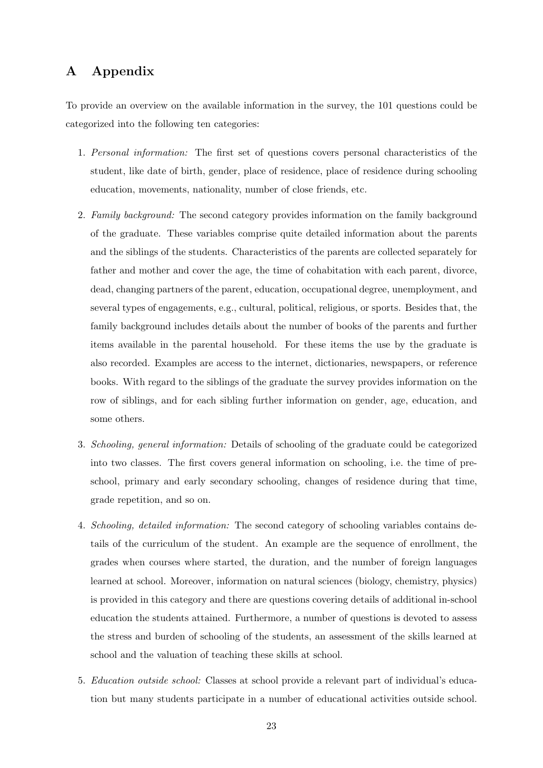# A Appendix

To provide an overview on the available information in the survey, the 101 questions could be categorized into the following ten categories:

1. *Personal information:* The first set of questions covers personal characteristics of the student, like date of birth, gender, place of residence, place of residence during schooling education, movements, nationality, number of close friends, etc.

2. *Family background:* The second category provides information on the family background of the graduate. These variables comprise quite detailed information about the parents and the siblings of the students. Characteristics of the parents are collected separately for father and mother and cover the age, the time of cohabitation with each parent, divorce, dead, changing partners of the parent, education, occupational degree, unemployment, and several types of engagements, e.g., cultural, political, religious, or sports. Besides that, the family background includes details about the number of books of the parents and further items available in the parental household. For these items the use by the graduate is also recorded. Examples are access to the internet, dictionaries, newspapers, or reference books. With regard to the siblings of the graduate the survey provides information on the row of siblings, and for each sibling further information on gender, age, education, and some others.

3. *Schooling, general information:* Details of schooling of the graduate could be categorized into two classes. The first covers general information on schooling, i.e. the time of pre-school, primary and early secondary schooling, changes of residence during that time, grade repetition, and so on.

4. *Schooling, detailed information:* The second category of schooling variables contains details of the curriculum of the student. An example are the sequence of enrollment, the grades when courses where started, the duration, and the number of foreign languages learned at school. Moreover, information on natural sciences (biology, chemistry, physics) is provided in this category and there are questions covering details of additional in-school education the students attained. Furthermore, a number of questions is devoted to assess the stress and burden of schooling of the students, an assessment of the skills learned at school and the valuation of teaching these skills at school.

5. *Education outside school:* Classes at school provide a relevant part of individual's education but many students participate in a number of educational activities outside school.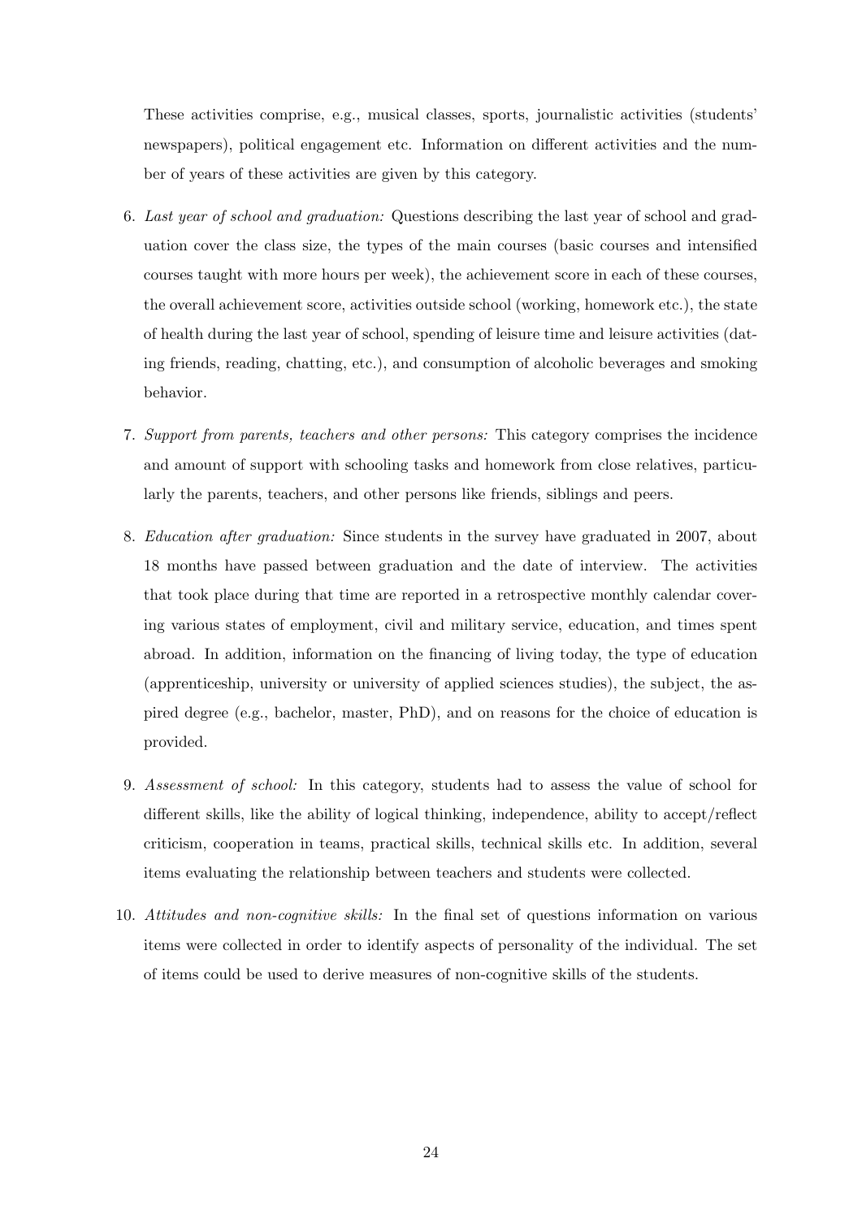These activities comprise, e.g., musical classes, sports, journalistic activities (students' newspapers), political engagement etc. Information on different activities and the number of years of these activities are given by this category.

6. *Last year of school and graduation:* Questions describing the last year of school and graduation cover the class size, the types of the main courses (basic courses and intensified courses taught with more hours per week), the achievement score in each of these courses, the overall achievement score, activities outside school (working, homework etc.), the state of health during the last year of school, spending of leisure time and leisure activities (dating friends, reading, chatting, etc.), and consumption of alcoholic beverages and smoking behavior.

7. *Support from parents, teachers and other persons:* This category comprises the incidence and amount of support with schooling tasks and homework from close relatives, particularly the parents, teachers, and other persons like friends, siblings and peers.

8. *Education after graduation:* Since students in the survey have graduated in 2007, about 18 months have passed between graduation and the date of interview. The activities that took place during that time are reported in a retrospective monthly calendar covering various states of employment, civil and military service, education, and times spent abroad. In addition, information on the financing of living today, the type of education (apprenticeship, university or university of applied sciences studies), the subject, the aspired degree (e.g., bachelor, master, PhD), and on reasons for the choice of education is provided.

9. *Assessment of school:* In this category, students had to assess the value of school for different skills, like the ability of logical thinking, independence, ability to accept/reflect criticism, cooperation in teams, practical skills, technical skills etc. In addition, several items evaluating the relationship between teachers and students were collected.

10. *Attitudes and non-cognitive skills:* In the final set of questions information on various items were collected in order to identify aspects of personality of the individual. The set of items could be used to derive measures of non-cognitive skills of the students.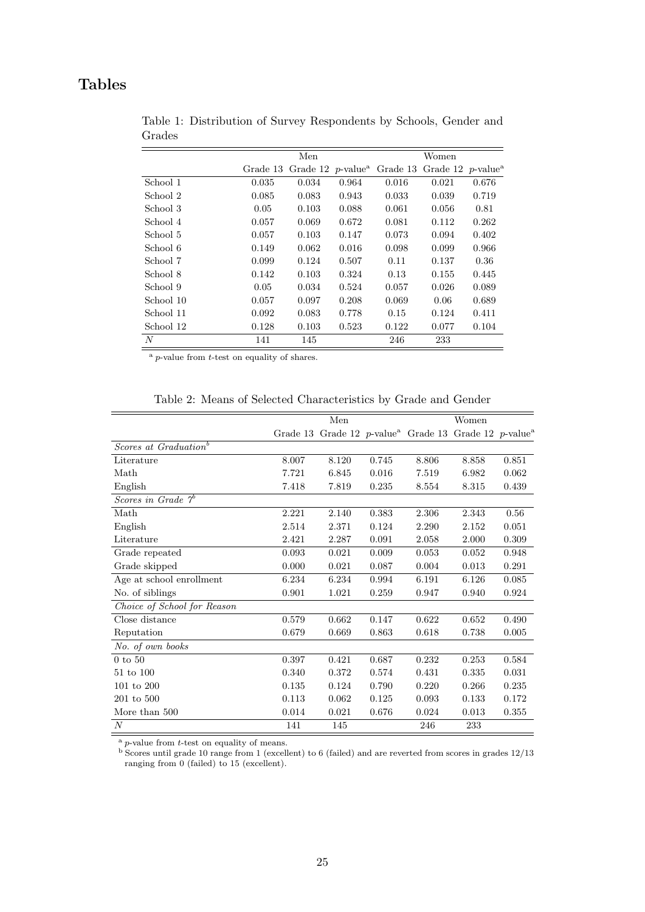## Tables

Table 1: Distribution of Survey Respondents by Schools, Gender and Grades

| | Men | | | Women | | |
|---|---|---|---|---|---|---|
| | Grade 13 | Grade 12 | $p$-value[a] | Grade 13 | Grade 12 | $p$-value[a] |
| School 1 | 0.035 | 0.034 | 0.964 | 0.016 | 0.021 | 0.676 |
| School 2 | 0.085 | 0.083 | 0.943 | 0.033 | 0.039 | 0.719 |
| School 3 | 0.05 | 0.103 | 0.088 | 0.061 | 0.056 | 0.81 |
| School 4 | 0.057 | 0.069 | 0.672 | 0.081 | 0.112 | 0.262 |
| School 5 | 0.057 | 0.103 | 0.147 | 0.073 | 0.094 | 0.402 |
| School 6 | 0.149 | 0.062 | 0.016 | 0.098 | 0.099 | 0.966 |
| School 7 | 0.099 | 0.124 | 0.507 | 0.11 | 0.137 | 0.36 |
| School 8 | 0.142 | 0.103 | 0.324 | 0.13 | 0.155 | 0.445 |
| School 9 | 0.05 | 0.034 | 0.524 | 0.057 | 0.026 | 0.089 |
| School 10 | 0.057 | 0.097 | 0.208 | 0.069 | 0.06 | 0.689 |
| School 11 | 0.092 | 0.083 | 0.778 | 0.15 | 0.124 | 0.411 |
| School 12 | 0.128 | 0.103 | 0.523 | 0.122 | 0.077 | 0.104 |
| $N$ | 141 | 145 | | 246 | 233 | |

[a] $p$-value from $t$-test on equality of shares.

Table 2: Means of Selected Characteristics by Grade and Gender

| | Men | | | Women | | |
|---|---|---|---|---|---|---|
| | Grade 13 | Grade 12 | $p$-value[a] | Grade 13 | Grade 12 | $p$-value[a] |
| *Scores at Graduation*[b] | | | | | | |
| Literature | 8.007 | 8.120 | 0.745 | 8.806 | 8.858 | 0.851 |
| Math | 7.721 | 6.845 | 0.016 | 7.519 | 6.982 | 0.062 |
| English | 7.418 | 7.819 | 0.235 | 8.554 | 8.315 | 0.439 |
| *Scores in Grade 7*[b] | | | | | | |
| Math | 2.221 | 2.140 | 0.383 | 2.306 | 2.343 | 0.56 |
| English | 2.514 | 2.371 | 0.124 | 2.290 | 2.152 | 0.051 |
| Literature | 2.421 | 2.287 | 0.091 | 2.058 | 2.000 | 0.309 |
| Grade repeated | 0.093 | 0.021 | 0.009 | 0.053 | 0.052 | 0.948 |
| Grade skipped | 0.000 | 0.021 | 0.087 | 0.004 | 0.013 | 0.291 |
| Age at school enrollment | 6.234 | 6.234 | 0.994 | 6.191 | 6.126 | 0.085 |
| No. of siblings | 0.901 | 1.021 | 0.259 | 0.947 | 0.940 | 0.924 |
| *Choice of School for Reason* | | | | | | |
| Close distance | 0.579 | 0.662 | 0.147 | 0.622 | 0.652 | 0.490 |
| Reputation | 0.679 | 0.669 | 0.863 | 0.618 | 0.738 | 0.005 |
| *No. of own books* | | | | | | |
| 0 to 50 | 0.397 | 0.421 | 0.687 | 0.232 | 0.253 | 0.584 |
| 51 to 100 | 0.340 | 0.372 | 0.574 | 0.431 | 0.335 | 0.031 |
| 101 to 200 | 0.135 | 0.124 | 0.790 | 0.220 | 0.266 | 0.235 |
| 201 to 500 | 0.113 | 0.062 | 0.125 | 0.093 | 0.133 | 0.172 |
| More than 500 | 0.014 | 0.021 | 0.676 | 0.024 | 0.013 | 0.355 |
| $N$ | 141 | 145 | | 246 | 233 | |

[a] $p$-value from $t$-test on equality of means.
[b] Scores until grade 10 range from 1 (excellent) to 6 (failed) and are reverted from scores in grades 12/13 ranging from 0 (failed) to 15 (excellent).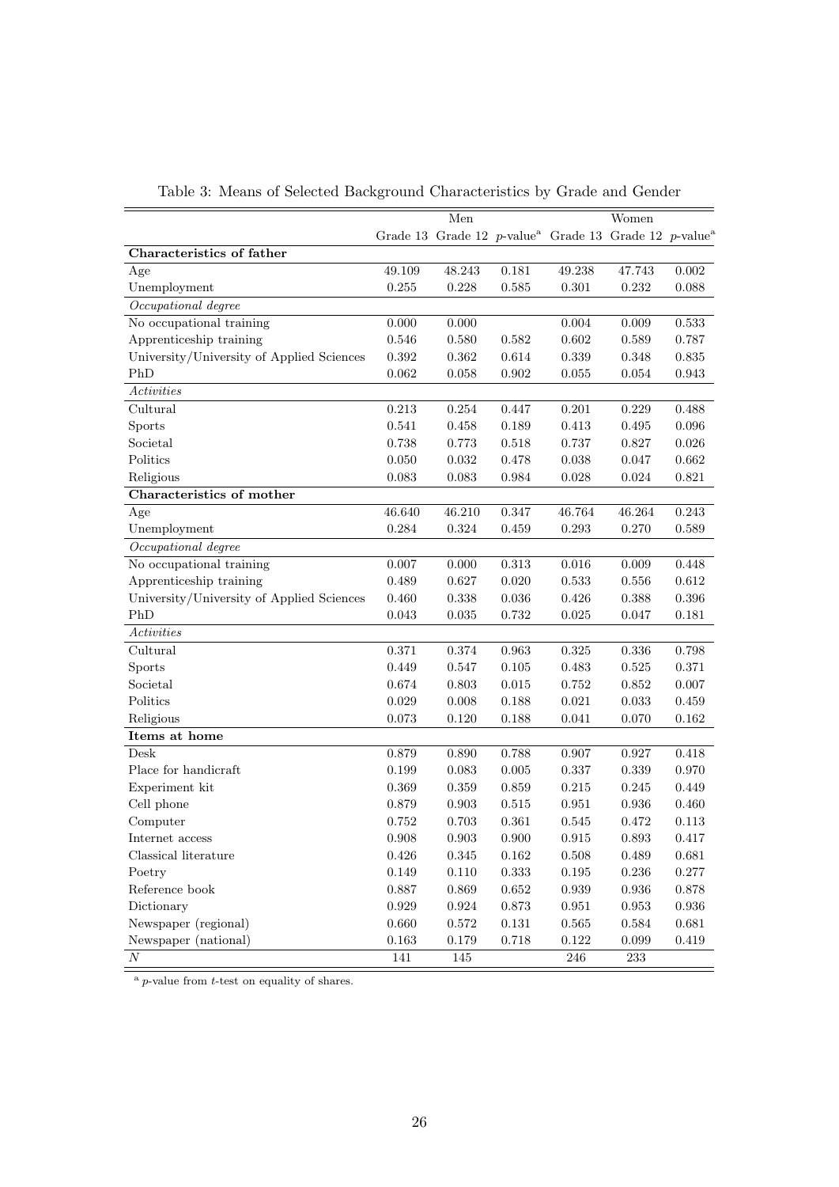Table 3: Means of Selected Background Characteristics by Grade and Gender

| | Men | | | Women | | |
|---|---|---|---|---|---|---|
| | Grade 13 | Grade 12 | $p$-value[a] | Grade 13 | Grade 12 | $p$-value[a] |
| **Characteristics of father** | | | | | | |
| Age | 49.109 | 48.243 | 0.181 | 49.238 | 47.743 | 0.002 |
| Unemployment | 0.255 | 0.228 | 0.585 | 0.301 | 0.232 | 0.088 |
| *Occupational degree* | | | | | | |
| No occupational training | 0.000 | 0.000 | | 0.004 | 0.009 | 0.533 |
| Apprenticeship training | 0.546 | 0.580 | 0.582 | 0.602 | 0.589 | 0.787 |
| University/University of Applied Sciences | 0.392 | 0.362 | 0.614 | 0.339 | 0.348 | 0.835 |
| PhD | 0.062 | 0.058 | 0.902 | 0.055 | 0.054 | 0.943 |
| *Activities* | | | | | | |
| Cultural | 0.213 | 0.254 | 0.447 | 0.201 | 0.229 | 0.488 |
| Sports | 0.541 | 0.458 | 0.189 | 0.413 | 0.495 | 0.096 |
| Societal | 0.738 | 0.773 | 0.518 | 0.737 | 0.827 | 0.026 |
| Politics | 0.050 | 0.032 | 0.478 | 0.038 | 0.047 | 0.662 |
| Religious | 0.083 | 0.083 | 0.984 | 0.028 | 0.024 | 0.821 |
| **Characteristics of mother** | | | | | | |
| Age | 46.640 | 46.210 | 0.347 | 46.764 | 46.264 | 0.243 |
| Unemployment | 0.284 | 0.324 | 0.459 | 0.293 | 0.270 | 0.589 |
| *Occupational degree* | | | | | | |
| No occupational training | 0.007 | 0.000 | 0.313 | 0.016 | 0.009 | 0.448 |
| Apprenticeship training | 0.489 | 0.627 | 0.020 | 0.533 | 0.556 | 0.612 |
| University/University of Applied Sciences | 0.460 | 0.338 | 0.036 | 0.426 | 0.388 | 0.396 |
| PhD | 0.043 | 0.035 | 0.732 | 0.025 | 0.047 | 0.181 |
| *Activities* | | | | | | |
| Cultural | 0.371 | 0.374 | 0.963 | 0.325 | 0.336 | 0.798 |
| Sports | 0.449 | 0.547 | 0.105 | 0.483 | 0.525 | 0.371 |
| Societal | 0.674 | 0.803 | 0.015 | 0.752 | 0.852 | 0.007 |
| Politics | 0.029 | 0.008 | 0.188 | 0.021 | 0.033 | 0.459 |
| Religious | 0.073 | 0.120 | 0.188 | 0.041 | 0.070 | 0.162 |
| **Items at home** | | | | | | |
| Desk | 0.879 | 0.890 | 0.788 | 0.907 | 0.927 | 0.418 |
| Place for handicraft | 0.199 | 0.083 | 0.005 | 0.337 | 0.339 | 0.970 |
| Experiment kit | 0.369 | 0.359 | 0.859 | 0.215 | 0.245 | 0.449 |
| Cell phone | 0.879 | 0.903 | 0.515 | 0.951 | 0.936 | 0.460 |
| Computer | 0.752 | 0.703 | 0.361 | 0.545 | 0.472 | 0.113 |
| Internet access | 0.908 | 0.903 | 0.900 | 0.915 | 0.893 | 0.417 |
| Classical literature | 0.426 | 0.345 | 0.162 | 0.508 | 0.489 | 0.681 |
| Poetry | 0.149 | 0.110 | 0.333 | 0.195 | 0.236 | 0.277 |
| Reference book | 0.887 | 0.869 | 0.652 | 0.939 | 0.936 | 0.878 |
| Dictionary | 0.929 | 0.924 | 0.873 | 0.951 | 0.953 | 0.936 |
| Newspaper (regional) | 0.660 | 0.572 | 0.131 | 0.565 | 0.584 | 0.681 |
| Newspaper (national) | 0.163 | 0.179 | 0.718 | 0.122 | 0.099 | 0.419 |
| $N$ | 141 | 145 | | 246 | 233 | |

[a] $p$-value from $t$-test on equality of shares.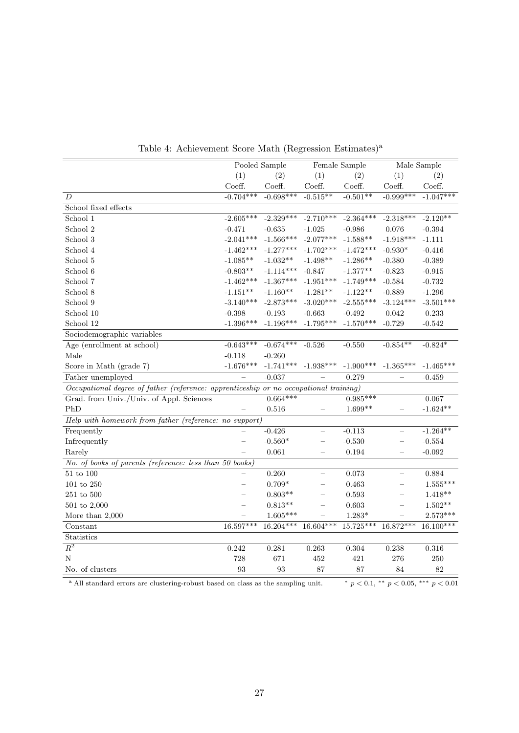Table 4: Achievement Score Math (Regression Estimates)[a]

| | Pooled Sample | | Female Sample | | Male Sample | |
|---|---|---|---|---|---|---|
| | (1) | (2) | (1) | (2) | (1) | (2) |
| | Coeff. | Coeff. | Coeff. | Coeff. | Coeff. | Coeff. |
| $D$ | -0.704*** | -0.698*** | -0.515** | -0.501** | -0.999*** | -1.047*** |
| School fixed effects | | | | | | |
| School 1 | -2.605*** | -2.329*** | -2.710*** | -2.364*** | -2.318*** | -2.120** |
| School 2 | -0.471 | -0.635 | -1.025 | -0.986 | 0.076 | -0.394 |
| School 3 | -2.041*** | -1.566*** | -2.077*** | -1.588** | -1.918*** | -1.111 |
| School 4 | -1.462*** | -1.277*** | -1.702*** | -1.472*** | -0.930* | -0.416 |
| School 5 | -1.085** | -1.032** | -1.498** | -1.286** | -0.380 | -0.389 |
| School 6 | -0.803** | -1.114*** | -0.847 | -1.377** | -0.823 | -0.915 |
| School 7 | -1.462*** | -1.367*** | -1.951*** | -1.749*** | -0.584 | -0.732 |
| School 8 | -1.151** | -1.160** | -1.281** | -1.122** | -0.889 | -1.296 |
| School 9 | -3.140*** | -2.873*** | -3.020*** | -2.555*** | -3.124*** | -3.501*** |
| School 10 | -0.398 | -0.193 | -0.663 | -0.492 | 0.042 | 0.233 |
| School 12 | -1.396*** | -1.196*** | -1.795*** | -1.570*** | -0.729 | -0.542 |
| Sociodemographic variables | | | | | | |
| Age (enrollment at school) | -0.643*** | -0.674*** | -0.526 | -0.550 | -0.854** | -0.824* |
| Male | -0.118 | -0.260 | – | – | – | – |
| Score in Math (grade 7) | -1.676*** | -1.741*** | -1.938*** | -1.900*** | -1.365*** | -1.465*** |
| Father unemployed | – | -0.037 | – | 0.279 | – | -0.459 |
| *Occupational degree of father (reference: apprenticeship or no occupational training)* | | | | | | |
| Grad. from Univ./Univ. of Appl. Sciences | – | 0.664*** | – | 0.985*** | – | 0.067 |
| PhD | – | 0.516 | – | 1.699** | – | -1.624** |
| *Help with homework from father (reference: no support)* | | | | | | |
| Frequently | – | -0.426 | – | -0.113 | – | -1.264** |
| Infrequently | – | -0.560* | – | -0.530 | – | -0.554 |
| Rarely | – | 0.061 | – | 0.194 | – | -0.092 |
| *No. of books of parents (reference: less than 50 books)* | | | | | | |
| 51 to 100 | – | 0.260 | – | 0.073 | – | 0.884 |
| 101 to 250 | – | 0.709* | – | 0.463 | – | 1.555*** |
| 251 to 500 | – | 0.803** | – | 0.593 | – | 1.418** |
| 501 to 2,000 | – | 0.813** | – | 0.603 | – | 1.502** |
| More than 2,000 | – | 1.605*** | – | 1.283* | – | 2.573*** |
| Constant | 16.597*** | 16.204*** | 16.604*** | 15.725*** | 16.872*** | 16.100*** |
| Statistics | | | | | | |
| $R^2$ | 0.242 | 0.281 | 0.263 | 0.304 | 0.238 | 0.316 |
| N | 728 | 671 | 452 | 421 | 276 | 250 |
| No. of clusters | 93 | 93 | 87 | 87 | 84 | 82 |

[a] All standard errors are clustering-robust based on class as the sampling unit. * $p < 0.1$, ** $p < 0.05$, *** $p < 0.01$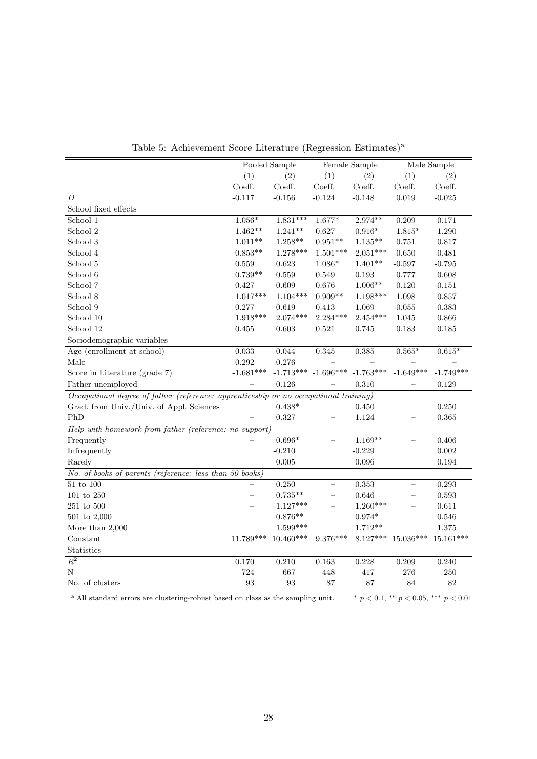Table 5: Achievement Score Literature (Regression Estimates)[a]

| | Pooled Sample | | Female Sample | | Male Sample | |
|---|---|---|---|---|---|---|
| | (1) | (2) | (1) | (2) | (1) | (2) |
| | Coeff. | Coeff. | Coeff. | Coeff. | Coeff. | Coeff. |
| $D$ | -0.117 | -0.156 | -0.124 | -0.148 | 0.019 | -0.025 |
| School fixed effects | | | | | | |
| School 1 | 1.056* | 1.831*** | 1.677* | 2.974** | 0.209 | 0.171 |
| School 2 | 1.462** | 1.241** | 0.627 | 0.916* | 1.815* | 1.290 |
| School 3 | 1.011** | 1.258** | 0.951** | 1.135** | 0.751 | 0.817 |
| School 4 | 0.853** | 1.278*** | 1.501*** | 2.051*** | -0.650 | -0.481 |
| School 5 | 0.559 | 0.623 | 1.086* | 1.401** | -0.597 | -0.795 |
| School 6 | 0.739** | 0.559 | 0.549 | 0.193 | 0.777 | 0.608 |
| School 7 | 0.427 | 0.609 | 0.676 | 1.006** | -0.120 | -0.151 |
| School 8 | 1.017*** | 1.104*** | 0.909** | 1.198*** | 1.098 | 0.857 |
| School 9 | 0.277 | 0.619 | 0.413 | 1.069 | -0.055 | -0.383 |
| School 10 | 1.918*** | 2.074*** | 2.284*** | 2.454*** | 1.045 | 0.866 |
| School 12 | 0.455 | 0.603 | 0.521 | 0.745 | 0.183 | 0.185 |
| Sociodemographic variables | | | | | | |
| Age (enrollment at school) | -0.033 | 0.044 | 0.345 | 0.385 | -0.565* | -0.615* |
| Male | -0.292 | -0.276 | – | – | – | – |
| Score in Literature (grade 7) | -1.681*** | -1.713*** | -1.696*** | -1.763*** | -1.649*** | -1.749*** |
| Father unemployed | – | 0.126 | – | 0.310 | – | -0.129 |
| *Occupational degree of father (reference: apprenticeship or no occupational training)* | | | | | | |
| Grad. from Univ./Univ. of Appl. Sciences | – | 0.438* | – | 0.450 | – | 0.250 |
| PhD | – | 0.327 | – | 1.124 | – | -0.365 |
| *Help with homework from father (reference: no support)* | | | | | | |
| Frequently | – | -0.696* | – | -1.169** | – | 0.406 |
| Infrequently | – | -0.210 | – | -0.229 | – | 0.002 |
| Rarely | – | 0.005 | – | 0.096 | – | 0.194 |
| *No. of books of parents (reference: less than 50 books)* | | | | | | |
| 51 to 100 | – | 0.250 | – | 0.353 | – | -0.293 |
| 101 to 250 | – | 0.735** | – | 0.646 | – | 0.593 |
| 251 to 500 | – | 1.127*** | – | 1.260*** | – | 0.611 |
| 501 to 2,000 | – | 0.876** | – | 0.974* | – | 0.546 |
| More than 2,000 | – | 1.599*** | – | 1.712** | – | 1.375 |
| Constant | 11.789*** | 10.460*** | 9.376*** | 8.127*** | 15.036*** | 15.161*** |
| Statistics | | | | | | |
| $R^2$ | 0.170 | 0.210 | 0.163 | 0.228 | 0.209 | 0.240 |
| N | 724 | 667 | 448 | 417 | 276 | 250 |
| No. of clusters | 93 | 93 | 87 | 87 | 84 | 82 |

[a] All standard errors are clustering-robust based on class as the sampling unit. * $p < 0.1$, ** $p < 0.05$, *** $p < 0.01$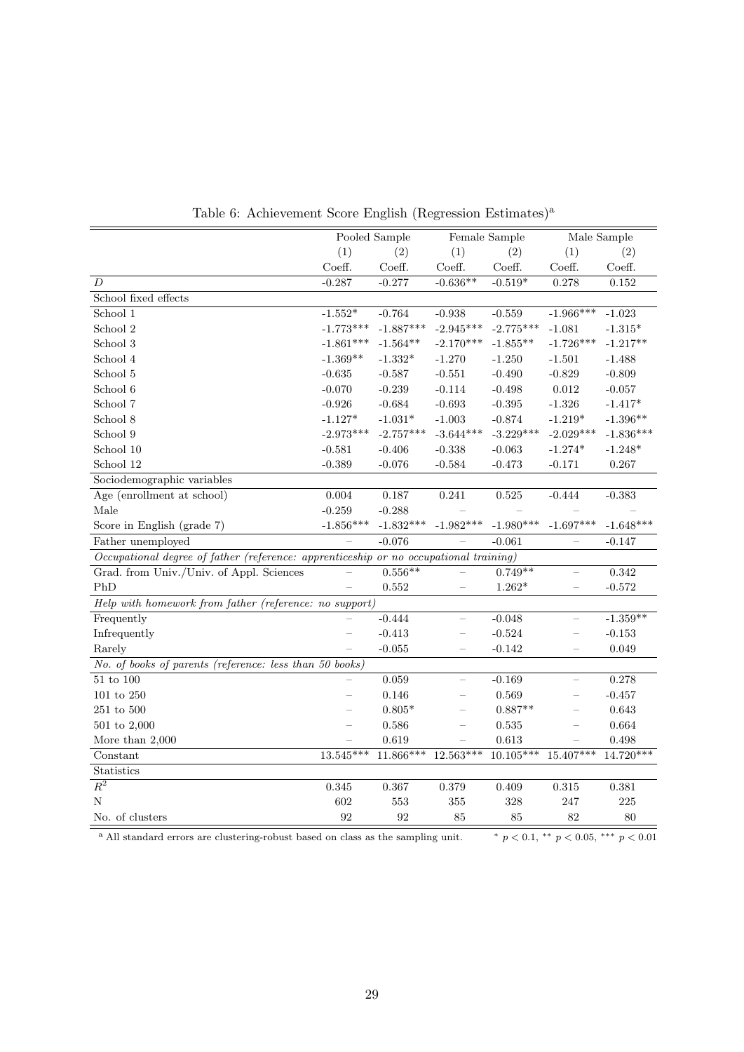Table 6: Achievement Score English (Regression Estimates)[a]

| | Pooled Sample | | Female Sample | | Male Sample | |
|---|---|---|---|---|---|---|
| | (1) | (2) | (1) | (2) | (1) | (2) |
| | Coeff. | Coeff. | Coeff. | Coeff. | Coeff. | Coeff. |
| $D$ | -0.287 | -0.277 | -0.636** | -0.519* | 0.278 | 0.152 |
| School fixed effects | | | | | | |
| School 1 | -1.552* | -0.764 | -0.938 | -0.559 | -1.966*** | -1.023 |
| School 2 | -1.773*** | -1.887*** | -2.945*** | -2.775*** | -1.081 | -1.315* |
| School 3 | -1.861*** | -1.564** | -2.170*** | -1.855** | -1.726*** | -1.217** |
| School 4 | -1.369** | -1.332* | -1.270 | -1.250 | -1.501 | -1.488 |
| School 5 | -0.635 | -0.587 | -0.551 | -0.490 | -0.829 | -0.809 |
| School 6 | -0.070 | -0.239 | -0.114 | -0.498 | 0.012 | -0.057 |
| School 7 | -0.926 | -0.684 | -0.693 | -0.395 | -1.326 | -1.417* |
| School 8 | -1.127* | -1.031* | -1.003 | -0.874 | -1.219* | -1.396** |
| School 9 | -2.973*** | -2.757*** | -3.644*** | -3.229*** | -2.029*** | -1.836*** |
| School 10 | -0.581 | -0.406 | -0.338 | -0.063 | -1.274* | -1.248* |
| School 12 | -0.389 | -0.076 | -0.584 | -0.473 | -0.171 | 0.267 |
| Sociodemographic variables | | | | | | |
| Age (enrollment at school) | 0.004 | 0.187 | 0.241 | 0.525 | -0.444 | -0.383 |
| Male | -0.259 | -0.288 | – | – | – | – |
| Score in English (grade 7) | -1.856*** | -1.832*** | -1.982*** | -1.980*** | -1.697*** | -1.648*** |
| Father unemployed | – | -0.076 | – | -0.061 | – | -0.147 |
| *Occupational degree of father (reference: apprenticeship or no occupational training)* | | | | | | |
| Grad. from Univ./Univ. of Appl. Sciences | – | 0.556** | – | 0.749** | – | 0.342 |
| PhD | – | 0.552 | – | 1.262* | – | -0.572 |
| *Help with homework from father (reference: no support)* | | | | | | |
| Frequently | – | -0.444 | – | -0.048 | – | -1.359** |
| Infrequently | – | -0.413 | – | -0.524 | – | -0.153 |
| Rarely | – | -0.055 | – | -0.142 | – | 0.049 |
| *No. of books of parents (reference: less than 50 books)* | | | | | | |
| 51 to 100 | – | 0.059 | – | -0.169 | – | 0.278 |
| 101 to 250 | – | 0.146 | – | 0.569 | – | -0.457 |
| 251 to 500 | – | 0.805* | – | 0.887** | – | 0.643 |
| 501 to 2,000 | – | 0.586 | – | 0.535 | – | 0.664 |
| More than 2,000 | – | 0.619 | – | 0.613 | – | 0.498 |
| Constant | 13.545*** | 11.866*** | 12.563*** | 10.105*** | 15.407*** | 14.720*** |
| Statistics | | | | | | |
| $R^2$ | 0.345 | 0.367 | 0.379 | 0.409 | 0.315 | 0.381 |
| N | 602 | 553 | 355 | 328 | 247 | 225 |
| No. of clusters | 92 | 92 | 85 | 85 | 82 | 80 |

[a] All standard errors are clustering-robust based on class as the sampling unit. * $p < 0.1$, ** $p < 0.05$, *** $p < 0.01$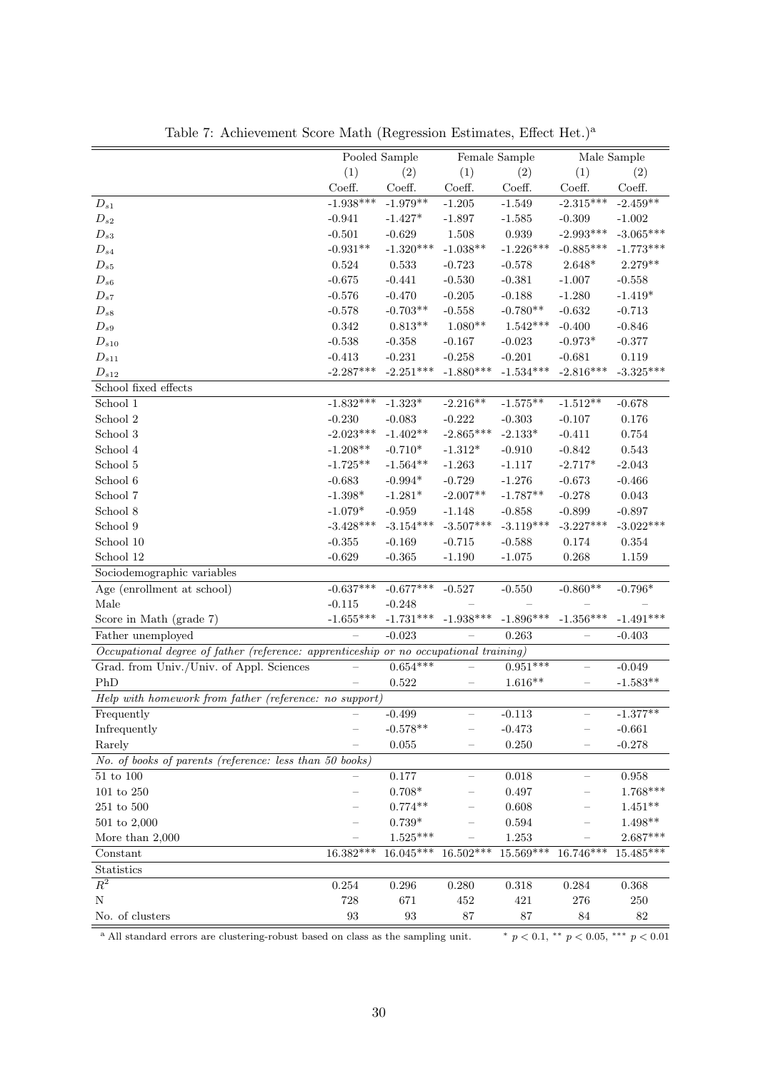Table 7: Achievement Score Math (Regression Estimates, Effect Het.)[a]

| | Pooled Sample | | Female Sample | | Male Sample | |
|---|---|---|---|---|---|---|
| | (1) | (2) | (1) | (2) | (1) | (2) |
| | Coeff. | Coeff. | Coeff. | Coeff. | Coeff. | Coeff. |
| $D_{s1}$ | -1.938*** | -1.979** | -1.205 | -1.549 | -2.315*** | -2.459** |
| $D_{s2}$ | -0.941 | -1.427* | -1.897 | -1.585 | -0.309 | -1.002 |
| $D_{s3}$ | -0.501 | -0.629 | 1.508 | 0.939 | -2.993*** | -3.065*** |
| $D_{s4}$ | -0.931** | -1.320*** | -1.038** | -1.226*** | -0.885*** | -1.773*** |
| $D_{s5}$ | 0.524 | 0.533 | -0.723 | -0.578 | 2.648* | 2.279** |
| $D_{s6}$ | -0.675 | -0.441 | -0.530 | -0.381 | -1.007 | -0.558 |
| $D_{s7}$ | -0.576 | -0.470 | -0.205 | -0.188 | -1.280 | -1.419* |
| $D_{s8}$ | -0.578 | -0.703** | -0.558 | -0.780** | -0.632 | -0.713 |
| $D_{s9}$ | 0.342 | 0.813** | 1.080** | 1.542*** | -0.400 | -0.846 |
| $D_{s10}$ | -0.538 | -0.358 | -0.167 | -0.023 | -0.973* | -0.377 |
| $D_{s11}$ | -0.413 | -0.231 | -0.258 | -0.201 | -0.681 | 0.119 |
| $D_{s12}$ | -2.287*** | -2.251*** | -1.880*** | -1.534*** | -2.816*** | -3.325*** |
| School fixed effects | | | | | | |
| School 1 | -1.832*** | -1.323* | -2.216** | -1.575** | -1.512** | -0.678 |
| School 2 | -0.230 | -0.083 | -0.222 | -0.303 | -0.107 | 0.176 |
| School 3 | -2.023*** | -1.402** | -2.865*** | -2.133* | -0.411 | 0.754 |
| School 4 | -1.208** | -0.710* | -1.312* | -0.910 | -0.842 | 0.543 |
| School 5 | -1.725** | -1.564** | -1.263 | -1.117 | -2.717* | -2.043 |
| School 6 | -0.683 | -0.994* | -0.729 | -1.276 | -0.673 | -0.466 |
| School 7 | -1.398* | -1.281* | -2.007** | -1.787** | -0.278 | 0.043 |
| School 8 | -1.079* | -0.959 | -1.148 | -0.858 | -0.899 | -0.897 |
| School 9 | -3.428*** | -3.154*** | -3.507*** | -3.119*** | -3.227*** | -3.022*** |
| School 10 | -0.355 | -0.169 | -0.715 | -0.588 | 0.174 | 0.354 |
| School 12 | -0.629 | -0.365 | -1.190 | -1.075 | 0.268 | 1.159 |
| Sociodemographic variables | | | | | | |
| Age (enrollment at school) | -0.637*** | -0.677*** | -0.527 | -0.550 | -0.860** | -0.796* |
| Male | -0.115 | -0.248 | – | – | – | – |
| Score in Math (grade 7) | -1.655*** | -1.731*** | -1.938*** | -1.896*** | -1.356*** | -1.491*** |
| Father unemployed | – | -0.023 | – | 0.263 | – | -0.403 |
| *Occupational degree of father (reference: apprenticeship or no occupational training)* | | | | | | |
| Grad. from Univ./Univ. of Appl. Sciences | – | 0.654*** | – | 0.951*** | – | -0.049 |
| PhD | – | 0.522 | – | 1.616** | – | -1.583** |
| *Help with homework from father (reference: no support)* | | | | | | |
| Frequently | – | -0.499 | – | -0.113 | – | -1.377** |
| Infrequently | – | -0.578** | – | -0.473 | – | -0.661 |
| Rarely | – | 0.055 | – | 0.250 | – | -0.278 |
| *No. of books of parents (reference: less than 50 books)* | | | | | | |
| 51 to 100 | – | 0.177 | – | 0.018 | – | 0.958 |
| 101 to 250 | – | 0.708* | – | 0.497 | – | 1.768*** |
| 251 to 500 | – | 0.774** | – | 0.608 | – | 1.451** |
| 501 to 2,000 | – | 0.739* | – | 0.594 | – | 1.498** |
| More than 2,000 | – | 1.525*** | – | 1.253 | – | 2.687*** |
| Constant | 16.382*** | 16.045*** | 16.502*** | 15.569*** | 16.746*** | 15.485*** |
| Statistics | | | | | | |
| $R^2$ | 0.254 | 0.296 | 0.280 | 0.318 | 0.284 | 0.368 |
| N | 728 | 671 | 452 | 421 | 276 | 250 |
| No. of clusters | 93 | 93 | 87 | 87 | 84 | 82 |

[a] All standard errors are clustering-robust based on class as the sampling unit. * $p < 0.1$, ** $p < 0.05$, *** $p < 0.01$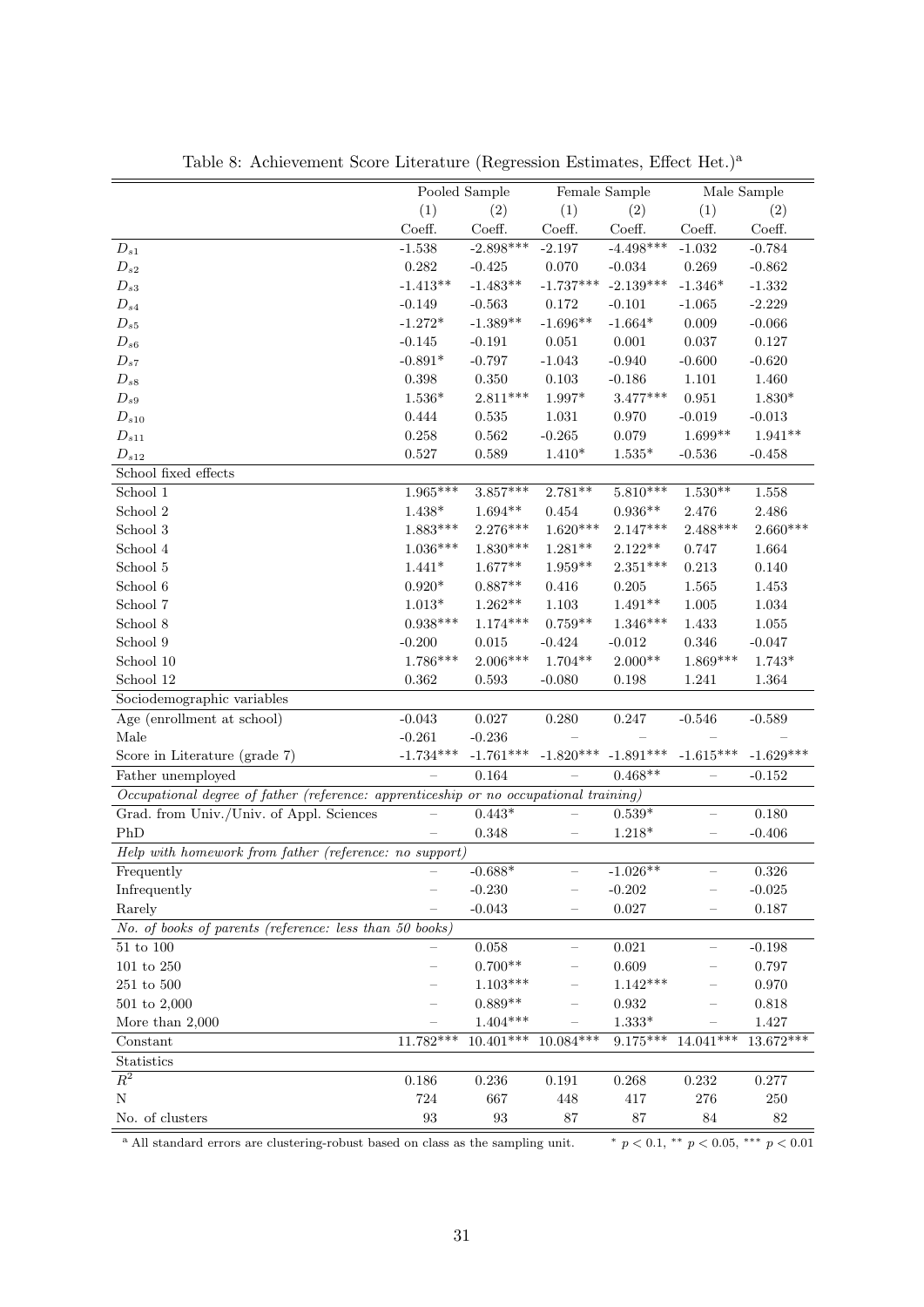Table 8: Achievement Score Literature (Regression Estimates, Effect Het.)[a]

| | Pooled Sample | | Female Sample | | Male Sample | |
|---|---|---|---|---|---|---|
| | (1) | (2) | (1) | (2) | (1) | (2) |
| | Coeff. | Coeff. | Coeff. | Coeff. | Coeff. | Coeff. |
| $D_{s1}$ | -1.538 | -2.898*** | -2.197 | -4.498*** | -1.032 | -0.784 |
| $D_{s2}$ | 0.282 | -0.425 | 0.070 | -0.034 | 0.269 | -0.862 |
| $D_{s3}$ | -1.413** | -1.483** | -1.737*** | -2.139*** | -1.346* | -1.332 |
| $D_{s4}$ | -0.149 | -0.563 | 0.172 | -0.101 | -1.065 | -2.229 |
| $D_{s5}$ | -1.272* | -1.389** | -1.696** | -1.664* | 0.009 | -0.066 |
| $D_{s6}$ | -0.145 | -0.191 | 0.051 | 0.001 | 0.037 | 0.127 |
| $D_{s7}$ | -0.891* | -0.797 | -1.043 | -0.940 | -0.600 | -0.620 |
| $D_{s8}$ | 0.398 | 0.350 | 0.103 | -0.186 | 1.101 | 1.460 |
| $D_{s9}$ | 1.536* | 2.811*** | 1.997* | 3.477*** | 0.951 | 1.830* |
| $D_{s10}$ | 0.444 | 0.535 | 1.031 | 0.970 | -0.019 | -0.013 |
| $D_{s11}$ | 0.258 | 0.562 | -0.265 | 0.079 | 1.699** | 1.941** |
| $D_{s12}$ | 0.527 | 0.589 | 1.410* | 1.535* | -0.536 | -0.458 |
| School fixed effects | | | | | | |
| School 1 | 1.965*** | 3.857*** | 2.781** | 5.810*** | 1.530** | 1.558 |
| School 2 | 1.438* | 1.694** | 0.454 | 0.936** | 2.476 | 2.486 |
| School 3 | 1.883*** | 2.276*** | 1.620*** | 2.147*** | 2.488*** | 2.660*** |
| School 4 | 1.036*** | 1.830*** | 1.281** | 2.122** | 0.747 | 1.664 |
| School 5 | 1.441* | 1.677** | 1.959** | 2.351*** | 0.213 | 0.140 |
| School 6 | 0.920* | 0.887** | 0.416 | 0.205 | 1.565 | 1.453 |
| School 7 | 1.013* | 1.262** | 1.103 | 1.491** | 1.005 | 1.034 |
| School 8 | 0.938*** | 1.174*** | 0.759** | 1.346*** | 1.433 | 1.055 |
| School 9 | -0.200 | 0.015 | -0.424 | -0.012 | 0.346 | -0.047 |
| School 10 | 1.786*** | 2.006*** | 1.704** | 2.000** | 1.869*** | 1.743* |
| School 12 | 0.362 | 0.593 | -0.080 | 0.198 | 1.241 | 1.364 |
| Sociodemographic variables | | | | | | |
| Age (enrollment at school) | -0.043 | 0.027 | 0.280 | 0.247 | -0.546 | -0.589 |
| Male | -0.261 | -0.236 | – | – | – | – |
| Score in Literature (grade 7) | -1.734*** | -1.761*** | -1.820*** | -1.891*** | -1.615*** | -1.629*** |
| Father unemployed | – | 0.164 | – | 0.468** | – | -0.152 |
| *Occupational degree of father (reference: apprenticeship or no occupational training)* | | | | | | |
| Grad. from Univ./Univ. of Appl. Sciences | – | 0.443* | – | 0.539* | – | 0.180 |
| PhD | – | 0.348 | – | 1.218* | – | -0.406 |
| *Help with homework from father (reference: no support)* | | | | | | |
| Frequently | – | -0.688* | – | -1.026** | – | 0.326 |
| Infrequently | – | -0.230 | – | -0.202 | – | -0.025 |
| Rarely | – | -0.043 | – | 0.027 | – | 0.187 |
| *No. of books of parents (reference: less than 50 books)* | | | | | | |
| 51 to 100 | – | 0.058 | – | 0.021 | – | -0.198 |
| 101 to 250 | – | 0.700** | – | 0.609 | – | 0.797 |
| 251 to 500 | – | 1.103*** | – | 1.142*** | – | 0.970 |
| 501 to 2,000 | – | 0.889** | – | 0.932 | – | 0.818 |
| More than 2,000 | – | 1.404*** | – | 1.333* | – | 1.427 |
| Constant | 11.782*** | 10.401*** | 10.084*** | 9.175*** | 14.041*** | 13.672*** |
| Statistics | | | | | | |
| $R^2$ | 0.186 | 0.236 | 0.191 | 0.268 | 0.232 | 0.277 |
| N | 724 | 667 | 448 | 417 | 276 | 250 |
| No. of clusters | 93 | 93 | 87 | 87 | 84 | 82 |

[a] All standard errors are clustering-robust based on class as the sampling unit. * $p < 0.1$, ** $p < 0.05$, *** $p < 0.01$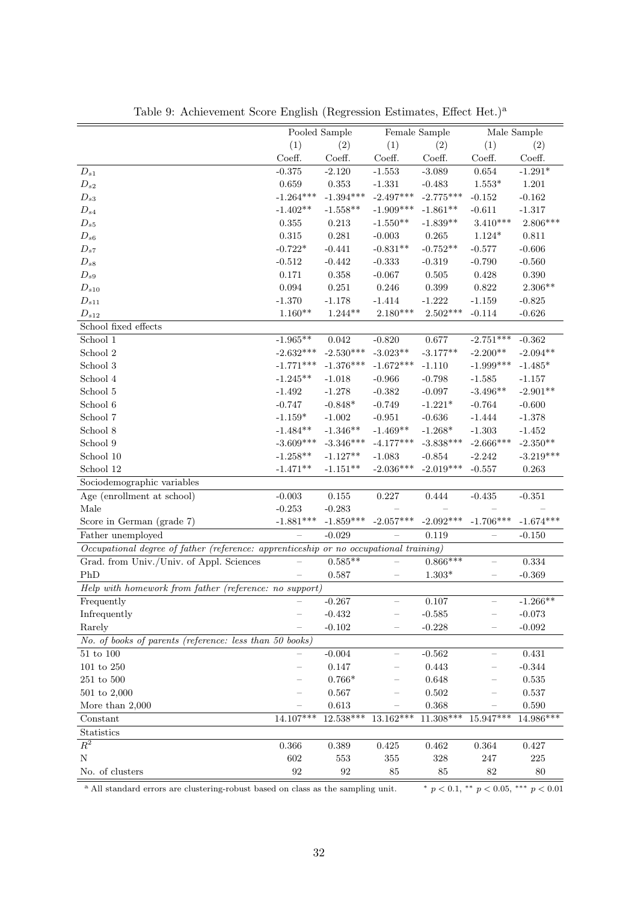Table 9: Achievement Score English (Regression Estimates, Effect Het.)[a]

| | Pooled Sample | | Female Sample | | Male Sample | |
|---|---|---|---|---|---|---|
| | (1) | (2) | (1) | (2) | (1) | (2) |
| | Coeff. | Coeff. | Coeff. | Coeff. | Coeff. | Coeff. |
| $D_{s1}$ | -0.375 | -2.120 | -1.553 | -3.089 | 0.654 | -1.291* |
| $D_{s2}$ | 0.659 | 0.353 | -1.331 | -0.483 | 1.553* | 1.201 |
| $D_{s3}$ | -1.264*** | -1.394*** | -2.497*** | -2.775*** | -0.152 | -0.162 |
| $D_{s4}$ | -1.402** | -1.558** | -1.909*** | -1.861** | -0.611 | -1.317 |
| $D_{s5}$ | 0.355 | 0.213 | -1.550** | -1.839** | 3.410*** | 2.806*** |
| $D_{s6}$ | 0.315 | 0.281 | -0.003 | 0.265 | 1.124* | 0.811 |
| $D_{s7}$ | -0.722* | -0.441 | -0.831** | -0.752** | -0.577 | -0.606 |
| $D_{s8}$ | -0.512 | -0.442 | -0.333 | -0.319 | -0.790 | -0.560 |
| $D_{s9}$ | 0.171 | 0.358 | -0.067 | 0.505 | 0.428 | 0.390 |
| $D_{s10}$ | 0.094 | 0.251 | 0.246 | 0.399 | 0.822 | 2.306** |
| $D_{s11}$ | -1.370 | -1.178 | -1.414 | -1.222 | -1.159 | -0.825 |
| $D_{s12}$ | 1.160** | 1.244** | 2.180*** | 2.502*** | -0.114 | -0.626 |
| School fixed effects | | | | | | |
| School 1 | -1.965** | 0.042 | -0.820 | 0.677 | -2.751*** | -0.362 |
| School 2 | -2.632*** | -2.530*** | -3.023** | -3.177** | -2.200** | -2.094** |
| School 3 | -1.771*** | -1.376*** | -1.672*** | -1.110 | -1.999*** | -1.485* |
| School 4 | -1.245** | -1.018 | -0.966 | -0.798 | -1.585 | -1.157 |
| School 5 | -1.492 | -1.278 | -0.382 | -0.097 | -3.496** | -2.901** |
| School 6 | -0.747 | -0.848* | -0.749 | -1.221* | -0.764 | -0.600 |
| School 7 | -1.159* | -1.002 | -0.951 | -0.636 | -1.444 | -1.378 |
| School 8 | -1.484** | -1.346** | -1.469** | -1.268* | -1.303 | -1.452 |
| School 9 | -3.609*** | -3.346*** | -4.177*** | -3.838*** | -2.666*** | -2.350** |
| School 10 | -1.258** | -1.127** | -1.083 | -0.854 | -2.242 | -3.219*** |
| School 12 | -1.471** | -1.151** | -2.036*** | -2.019*** | -0.557 | 0.263 |
| Sociodemographic variables | | | | | | |
| Age (enrollment at school) | -0.003 | 0.155 | 0.227 | 0.444 | -0.435 | -0.351 |
| Male | -0.253 | -0.283 | – | – | – | – |
| Score in German (grade 7) | -1.881*** | -1.859*** | -2.057*** | -2.092*** | -1.706*** | -1.674*** |
| Father unemployed | – | -0.029 | – | 0.119 | – | -0.150 |
| *Occupational degree of father (reference: apprenticeship or no occupational training)* | | | | | | |
| Grad. from Univ./Univ. of Appl. Sciences | – | 0.585** | – | 0.866*** | – | 0.334 |
| PhD | – | 0.587 | – | 1.303* | – | -0.369 |
| *Help with homework from father (reference: no support)* | | | | | | |
| Frequently | – | -0.267 | – | 0.107 | – | -1.266** |
| Infrequently | – | -0.432 | – | -0.585 | – | -0.073 |
| Rarely | – | -0.102 | – | -0.228 | – | -0.092 |
| *No. of books of parents (reference: less than 50 books)* | | | | | | |
| 51 to 100 | – | -0.004 | – | -0.562 | – | 0.431 |
| 101 to 250 | – | 0.147 | – | 0.443 | – | -0.344 |
| 251 to 500 | – | 0.766* | – | 0.648 | – | 0.535 |
| 501 to 2,000 | – | 0.567 | – | 0.502 | – | 0.537 |
| More than 2,000 | – | 0.613 | – | 0.368 | – | 0.590 |
| Constant | 14.107*** | 12.538*** | 13.162*** | 11.308*** | 15.947*** | 14.986*** |
| Statistics | | | | | | |
| $R^2$ | 0.366 | 0.389 | 0.425 | 0.462 | 0.364 | 0.427 |
| N | 602 | 553 | 355 | 328 | 247 | 225 |
| No. of clusters | 92 | 92 | 85 | 85 | 82 | 80 |

[a] All standard errors are clustering-robust based on class as the sampling unit. * $p < 0.1$, ** $p < 0.05$, *** $p < 0.01$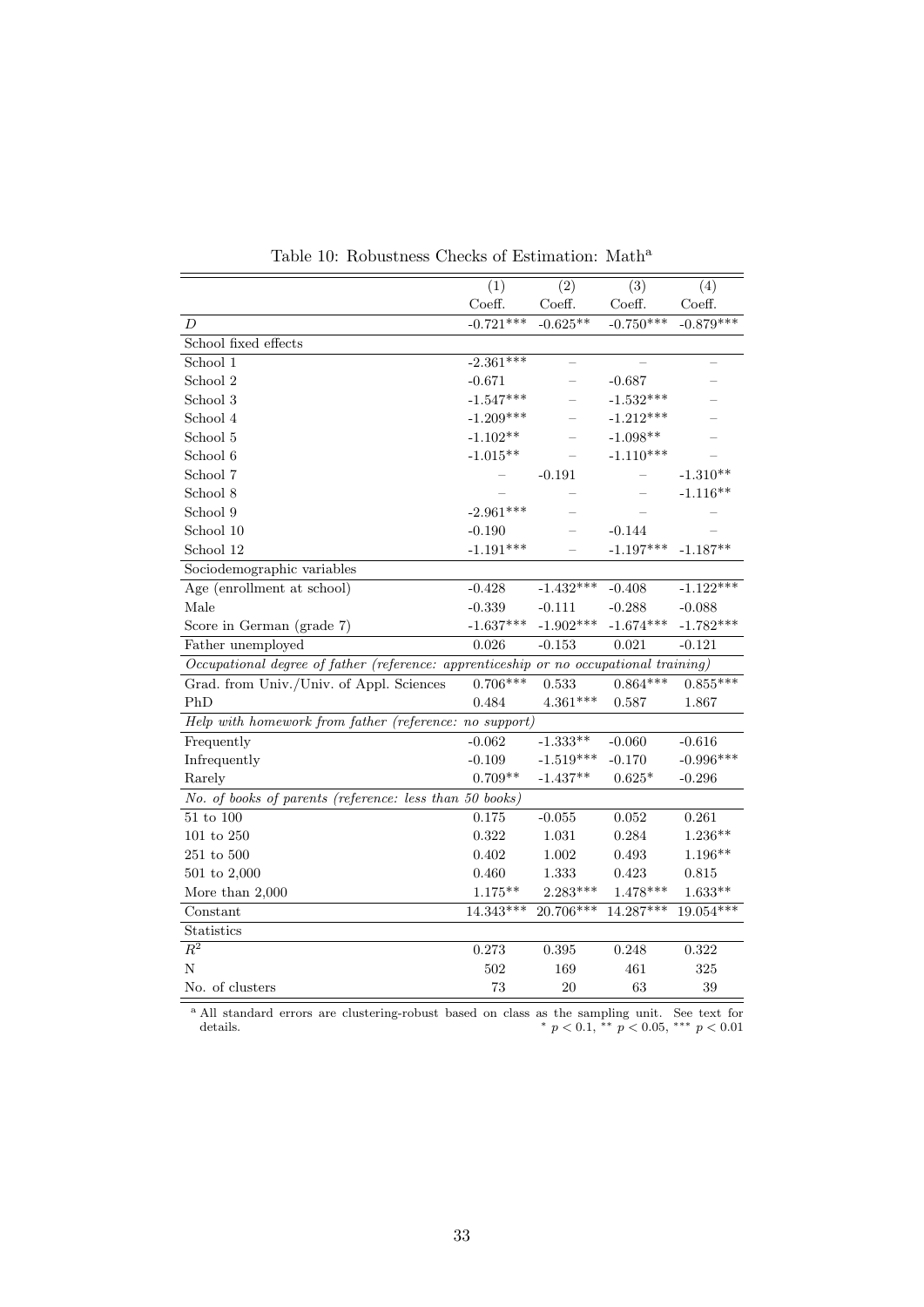Table 10: Robustness Checks of Estimation: Math[a]

| | (1) | (2) | (3) | (4) |
|---|---|---|---|---|
| | Coeff. | Coeff. | Coeff. | Coeff. |
| $D$ | -0.721*** | -0.625** | -0.750*** | -0.879*** |
| School fixed effects | | | | |
| School 1 | -2.361*** | – | – | – |
| School 2 | -0.671 | – | -0.687 | – |
| School 3 | -1.547*** | – | -1.532*** | – |
| School 4 | -1.209*** | – | -1.212*** | – |
| School 5 | -1.102** | – | -1.098** | – |
| School 6 | -1.015** | – | -1.110*** | – |
| School 7 | – | -0.191 | – | -1.310** |
| School 8 | – | – | – | -1.116** |
| School 9 | -2.961*** | – | – | – |
| School 10 | -0.190 | – | -0.144 | – |
| School 12 | -1.191*** | – | -1.197*** | -1.187** |
| Sociodemographic variables | | | | |
| Age (enrollment at school) | -0.428 | -1.432*** | -0.408 | -1.122*** |
| Male | -0.339 | -0.111 | -0.288 | -0.088 |
| Score in German (grade 7) | -1.637*** | -1.902*** | -1.674*** | -1.782*** |
| Father unemployed | 0.026 | -0.153 | 0.021 | -0.121 |
| *Occupational degree of father (reference: apprenticeship or no occupational training)* | | | | |
| Grad. from Univ./Univ. of Appl. Sciences | 0.706*** | 0.533 | 0.864*** | 0.855*** |
| PhD | 0.484 | 4.361*** | 0.587 | 1.867 |
| *Help with homework from father (reference: no support)* | | | | |
| Frequently | -0.062 | -1.333** | -0.060 | -0.616 |
| Infrequently | -0.109 | -1.519*** | -0.170 | -0.996*** |
| Rarely | 0.709** | -1.437** | 0.625* | -0.296 |
| *No. of books of parents (reference: less than 50 books)* | | | | |
| 51 to 100 | 0.175 | -0.055 | 0.052 | 0.261 |
| 101 to 250 | 0.322 | 1.031 | 0.284 | 1.236** |
| 251 to 500 | 0.402 | 1.002 | 0.493 | 1.196** |
| 501 to 2,000 | 0.460 | 1.333 | 0.423 | 0.815 |
| More than 2,000 | 1.175** | 2.283*** | 1.478*** | 1.633** |
| Constant | 14.343*** | 20.706*** | 14.287*** | 19.054*** |
| Statistics | | | | |
| $R^2$ | 0.273 | 0.395 | 0.248 | 0.322 |
| N | 502 | 169 | 461 | 325 |
| No. of clusters | 73 | 20 | 63 | 39 |

[a] All standard errors are clustering-robust based on class as the sampling unit. See text for details. * $p < 0.1$, ** $p < 0.05$, *** $p < 0.01$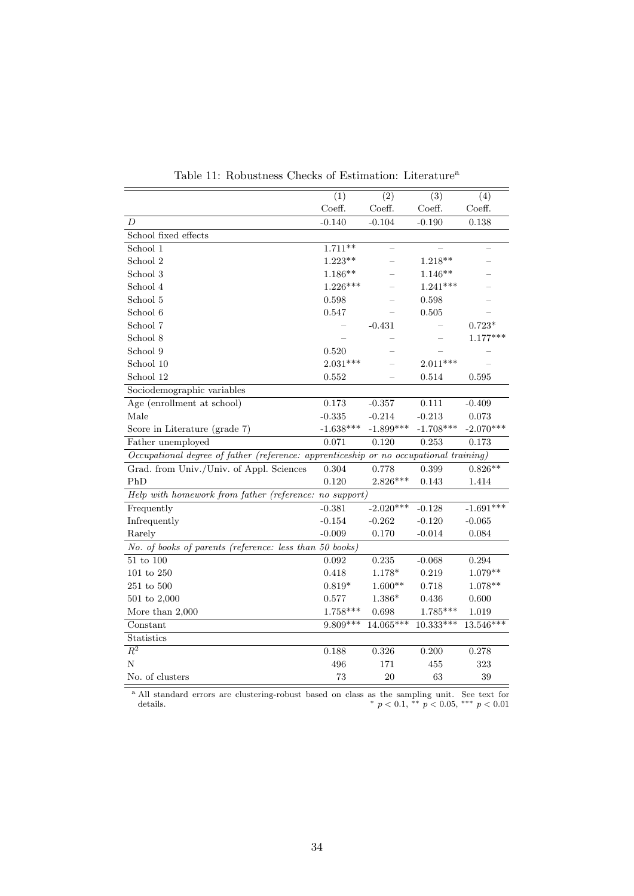Table 11: Robustness Checks of Estimation: Literature[a]

| | (1) | (2) | (3) | (4) |
|---|---|---|---|---|
| | Coeff. | Coeff. | Coeff. | Coeff. |
| $D$ | -0.140 | -0.104 | -0.190 | 0.138 |
| *School fixed effects* | | | | |
| School 1 | 1.711** | – | – | – |
| School 2 | 1.223** | – | 1.218** | – |
| School 3 | 1.186** | – | 1.146** | – |
| School 4 | 1.226*** | – | 1.241*** | – |
| School 5 | 0.598 | – | 0.598 | – |
| School 6 | 0.547 | – | 0.505 | – |
| School 7 | – | -0.431 | – | 0.723* |
| School 8 | – | – | – | 1.177*** |
| School 9 | 0.520 | – | – | – |
| School 10 | 2.031*** | – | 2.011*** | – |
| School 12 | 0.552 | – | 0.514 | 0.595 |
| *Sociodemographic variables* | | | | |
| Age (enrollment at school) | 0.173 | -0.357 | 0.111 | -0.409 |
| Male | -0.335 | -0.214 | -0.213 | 0.073 |
| Score in Literature (grade 7) | -1.638*** | -1.899*** | -1.708*** | -2.070*** |
| Father unemployed | 0.071 | 0.120 | 0.253 | 0.173 |
| *Occupational degree of father (reference: apprenticeship or no occupational training)* | | | | |
| Grad. from Univ./Univ. of Appl. Sciences | 0.304 | 0.778 | 0.399 | 0.826** |
| PhD | 0.120 | 2.826*** | 0.143 | 1.414 |
| *Help with homework from father (reference: no support)* | | | | |
| Frequently | -0.381 | -2.020*** | -0.128 | -1.691*** |
| Infrequently | -0.154 | -0.262 | -0.120 | -0.065 |
| Rarely | -0.009 | 0.170 | -0.014 | 0.084 |
| *No. of books of parents (reference: less than 50 books)* | | | | |
| 51 to 100 | 0.092 | 0.235 | -0.068 | 0.294 |
| 101 to 250 | 0.418 | 1.178* | 0.219 | 1.079** |
| 251 to 500 | 0.819* | 1.600** | 0.718 | 1.078** |
| 501 to 2,000 | 0.577 | 1.386* | 0.436 | 0.600 |
| More than 2,000 | 1.758*** | 0.698 | 1.785*** | 1.019 |
| Constant | 9.809*** | 14.065*** | 10.333*** | 13.546*** |
| *Statistics* | | | | |
| $R^2$ | 0.188 | 0.326 | 0.200 | 0.278 |
| N | 496 | 171 | 455 | 323 |
| No. of clusters | 73 | 20 | 63 | 39 |

[a] All standard errors are clustering-robust based on class as the sampling unit. See text for details. * $p < 0.1$, ** $p < 0.05$, *** $p < 0.01$